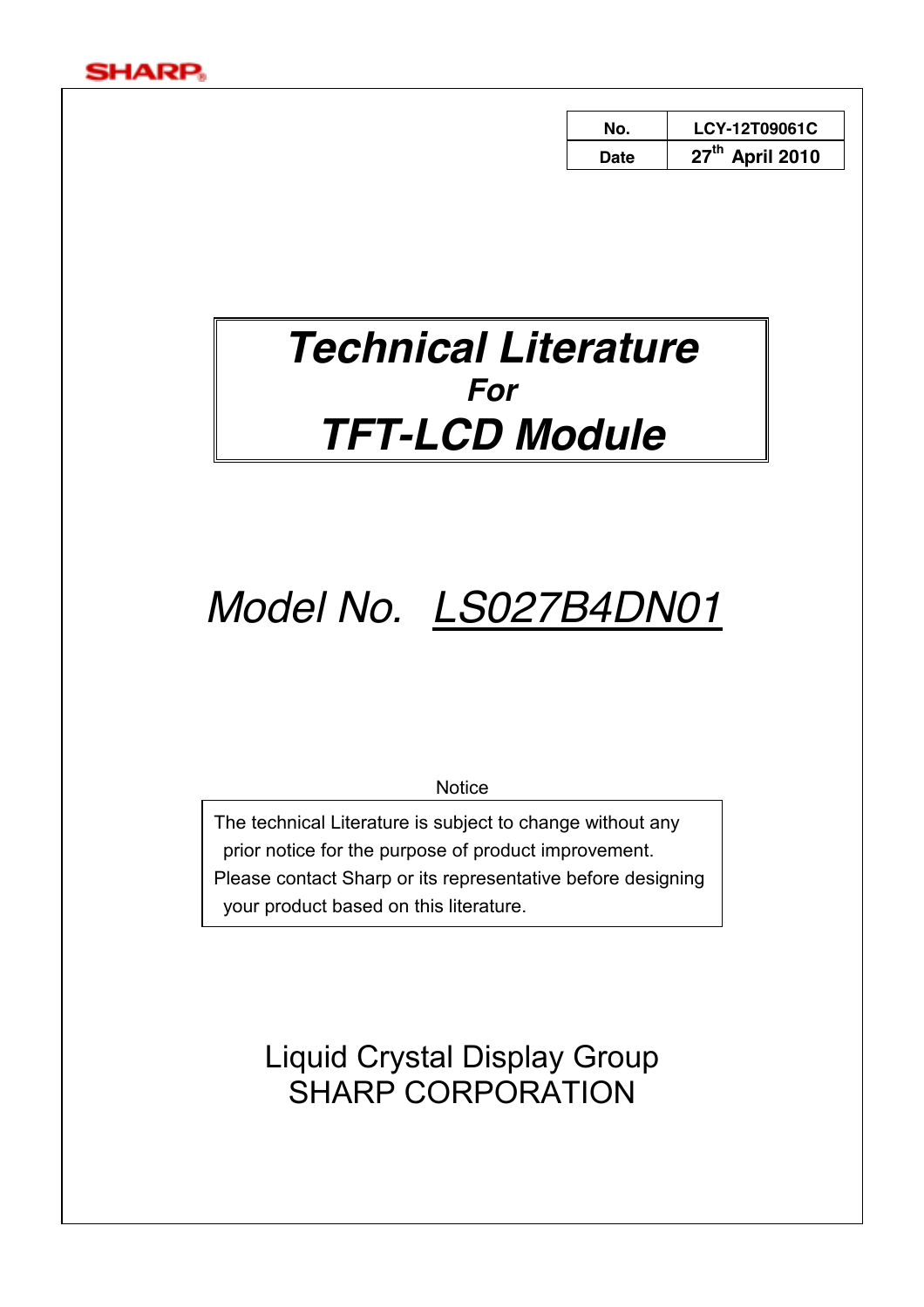SHARP

| No. | LCY-12T09061C |
|---|---|
| Date | 27th April 2010 |

# *Technical Literature*
## *For*
# *TFT-LCD Module*

## *Model No. LS027B4DN01*

Notice

The technical Literature is subject to change without any prior notice for the purpose of product improvement.
Please contact Sharp or its representative before designing your product based on this literature.

Liquid Crystal Display Group
SHARP CORPORATION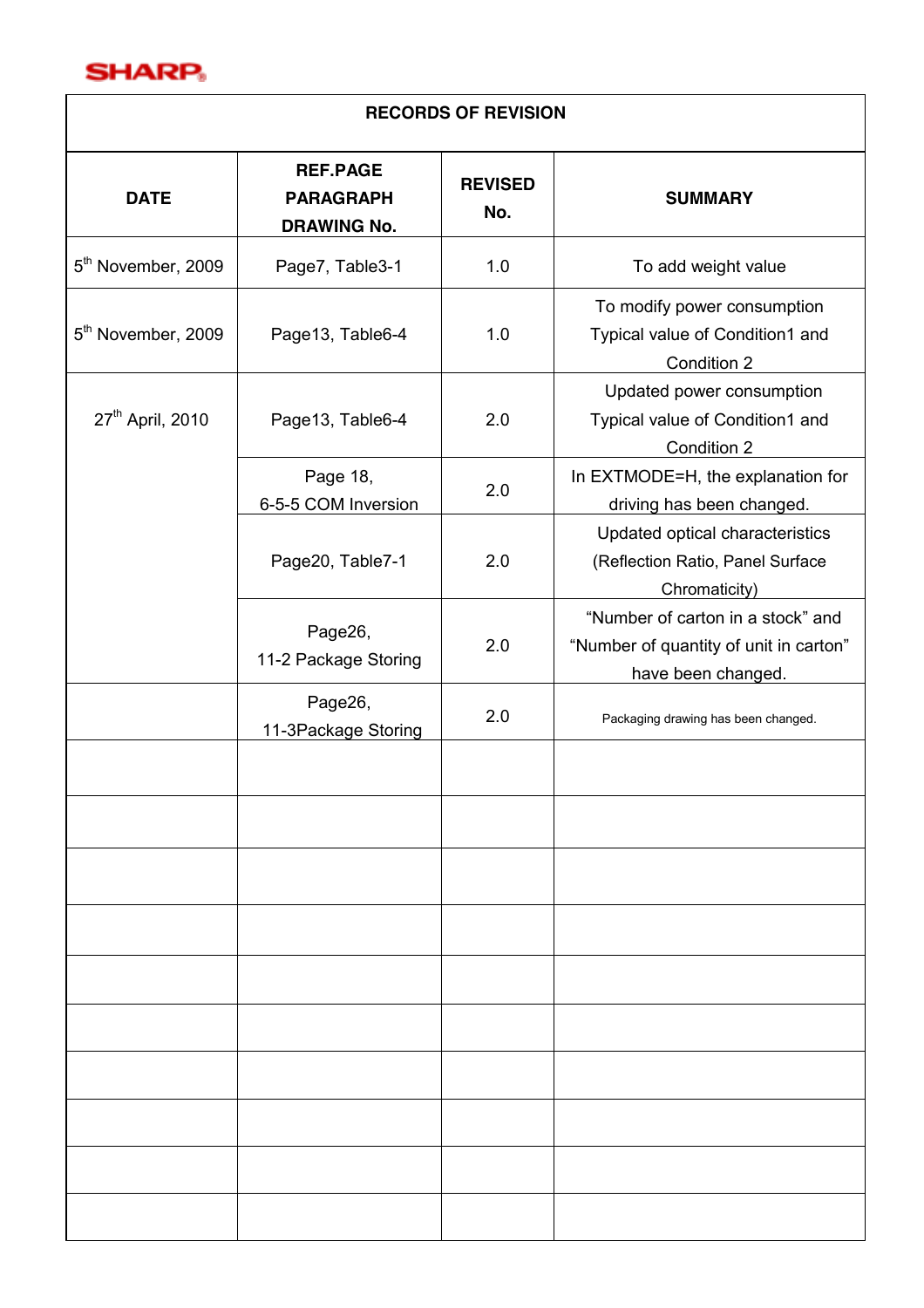# RECORDS OF REVISION

| DATE | REF.PAGE PARAGRAPH DRAWING No. | REVISED No. | SUMMARY |
|---|---|---|---|
| 5th November, 2009 | Page7, Table3-1 | 1.0 | To add weight value |
| 5th November, 2009 | Page13, Table6-4 | 1.0 | To modify power consumption Typical value of Condition1 and Condition 2 |
| 27th April, 2010 | Page13, Table6-4 | 2.0 | Updated power consumption Typical value of Condition1 and Condition 2 |
| | Page 18, 6-5-5 COM Inversion | 2.0 | In EXTMODE=H, the explanation for driving has been changed. |
| | Page20, Table7-1 | 2.0 | Updated optical characteristics (Reflection Ratio, Panel Surface Chromaticity) |
| | Page26, 11-2 Package Storing | 2.0 | “Number of carton in a stock” and “Number of quantity of unit in carton” have been changed. |
| | Page26, 11-3Package Storing | 2.0 | Packaging drawing has been changed. |
| | | | |
| | | | |
| | | | |
| | | | |
| | | | |
| | | | |
| | | | |
| | | | |
| | | | |
| | | | |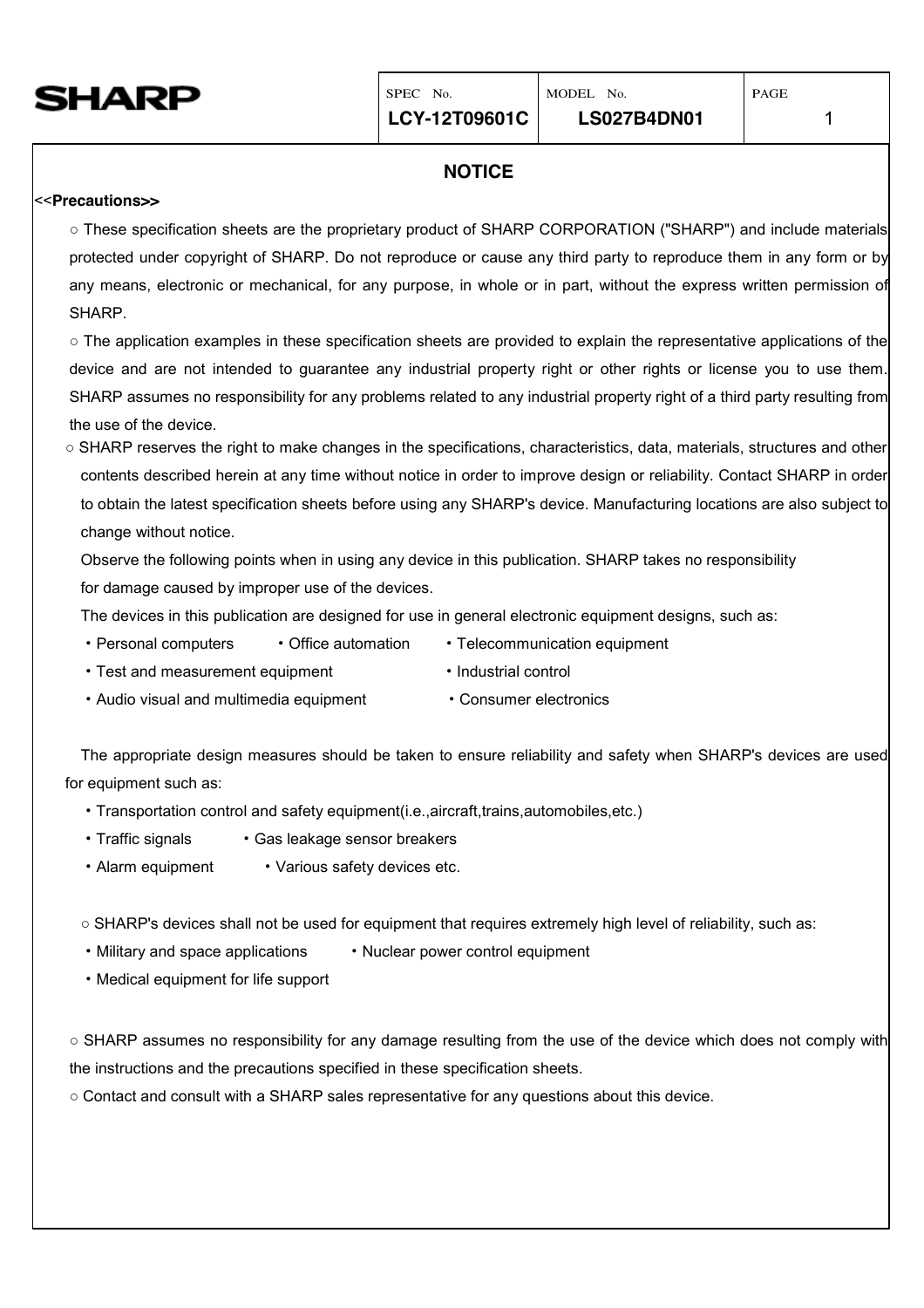## NOTICE

<<**Precautions**>>

○ These specification sheets are the proprietary product of SHARP CORPORATION ("SHARP") and include materials protected under copyright of SHARP. Do not reproduce or cause any third party to reproduce them in any form or by any means, electronic or mechanical, for any purpose, in whole or in part, without the express written permission of SHARP.

○ The application examples in these specification sheets are provided to explain the representative applications of the device and are not intended to guarantee any industrial property right or other rights or license you to use them. SHARP assumes no responsibility for any problems related to any industrial property right of a third party resulting from the use of the device.

○ SHARP reserves the right to make changes in the specifications, characteristics, data, materials, structures and other contents described herein at any time without notice in order to improve design or reliability. Contact SHARP in order to obtain the latest specification sheets before using any SHARP's device. Manufacturing locations are also subject to change without notice.

Observe the following points when in using any device in this publication. SHARP takes no responsibility for damage caused by improper use of the devices.

The devices in this publication are designed for use in general electronic equipment designs, such as:

- Personal computers
- Office automation
- Telecommunication equipment
- Test and measurement equipment
- Industrial control
- Audio visual and multimedia equipment
- Consumer electronics

The appropriate design measures should be taken to ensure reliability and safety when SHARP's devices are used for equipment such as:

- Transportation control and safety equipment(i.e.,aircraft,trains,automobiles,etc.)
- Traffic signals
- Gas leakage sensor breakers
- Alarm equipment
- Various safety devices etc.

○ SHARP's devices shall not be used for equipment that requires extremely high level of reliability, such as:

- Military and space applications
- Nuclear power control equipment
- Medical equipment for life support

○ SHARP assumes no responsibility for any damage resulting from the use of the device which does not comply with the instructions and the precautions specified in these specification sheets.

○ Contact and consult with a SHARP sales representative for any questions about this device.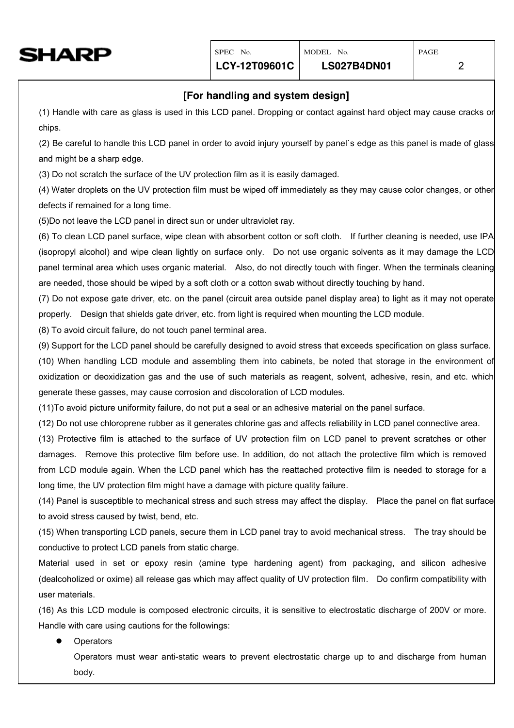## [For handling and system design]

(1) Handle with care as glass is used in this LCD panel. Dropping or contact against hard object may cause cracks or chips.

(2) Be careful to handle this LCD panel in order to avoid injury yourself by panel`s edge as this panel is made of glass and might be a sharp edge.

(3) Do not scratch the surface of the UV protection film as it is easily damaged.

(4) Water droplets on the UV protection film must be wiped off immediately as they may cause color changes, or other defects if remained for a long time.

(5)Do not leave the LCD panel in direct sun or under ultraviolet ray.

(6) To clean LCD panel surface, wipe clean with absorbent cotton or soft cloth. If further cleaning is needed, use IPA (isopropyl alcohol) and wipe clean lightly on surface only. Do not use organic solvents as it may damage the LCD panel terminal area which uses organic material. Also, do not directly touch with finger. When the terminals cleaning are needed, those should be wiped by a soft cloth or a cotton swab without directly touching by hand.

(7) Do not expose gate driver, etc. on the panel (circuit area outside panel display area) to light as it may not operate properly. Design that shields gate driver, etc. from light is required when mounting the LCD module.

(8) To avoid circuit failure, do not touch panel terminal area.

(9) Support for the LCD panel should be carefully designed to avoid stress that exceeds specification on glass surface.

(10) When handling LCD module and assembling them into cabinets, be noted that storage in the environment of oxidization or deoxidization gas and the use of such materials as reagent, solvent, adhesive, resin, and etc. which generate these gasses, may cause corrosion and discoloration of LCD modules.

(11)To avoid picture uniformity failure, do not put a seal or an adhesive material on the panel surface.

(12) Do not use chloroprene rubber as it generates chlorine gas and affects reliability in LCD panel connective area.

(13) Protective film is attached to the surface of UV protection film on LCD panel to prevent scratches or other damages. Remove this protective film before use. In addition, do not attach the protective film which is removed from LCD module again. When the LCD panel which has the reattached protective film is needed to storage for a long time, the UV protection film might have a damage with picture quality failure.

(14) Panel is susceptible to mechanical stress and such stress may affect the display. Place the panel on flat surface to avoid stress caused by twist, bend, etc.

(15) When transporting LCD panels, secure them in LCD panel tray to avoid mechanical stress. The tray should be conductive to protect LCD panels from static charge.

Material used in set or epoxy resin (amine type hardening agent) from packaging, and silicon adhesive (dealcoholized or oxime) all release gas which may affect quality of UV protection film. Do confirm compatibility with user materials.

(16) As this LCD module is composed electronic circuits, it is sensitive to electrostatic discharge of 200V or more. Handle with care using cautions for the followings:

- Operators

  Operators must wear anti-static wears to prevent electrostatic charge up to and discharge from human body.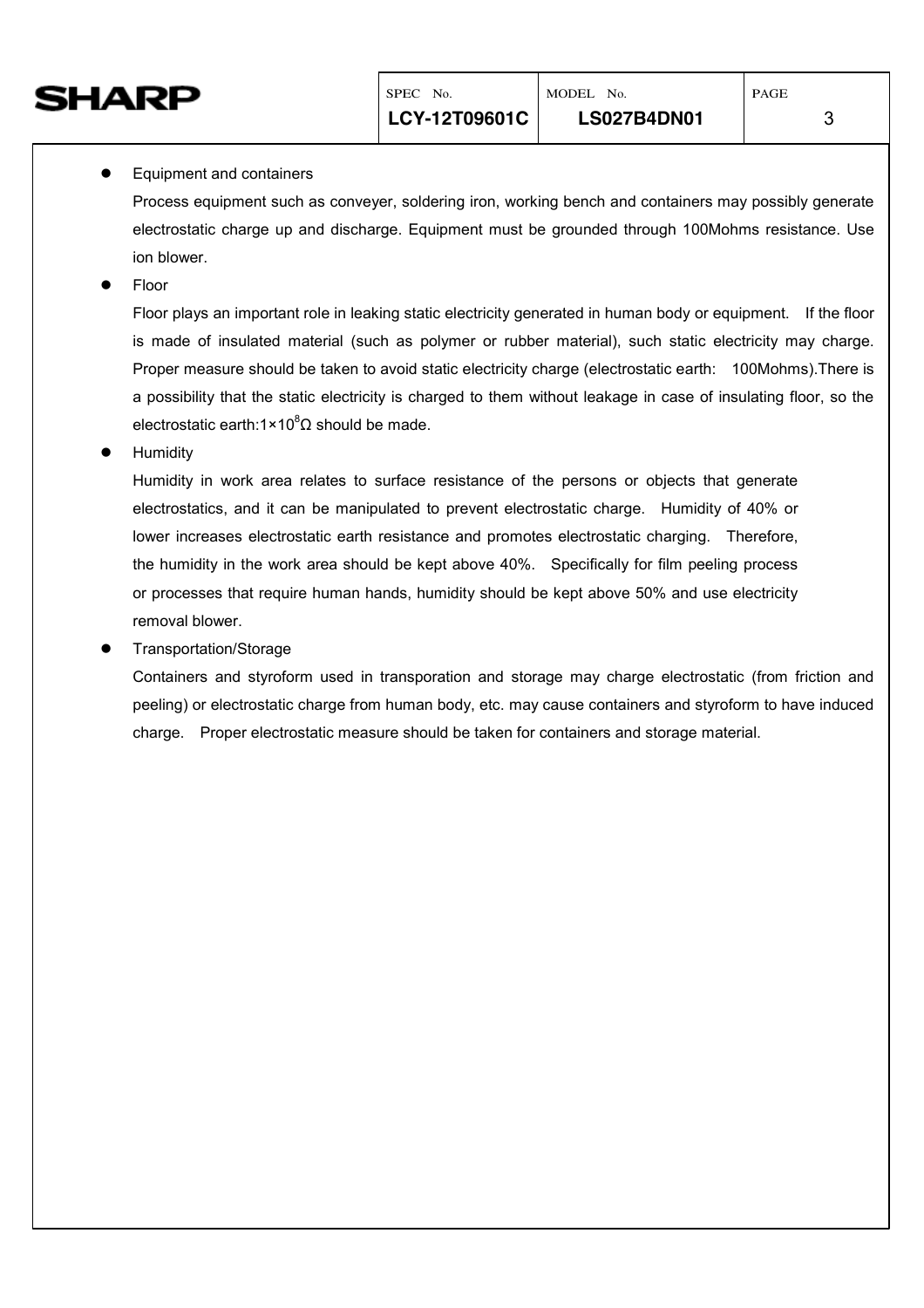- Equipment and containers

  Process equipment such as conveyer, soldering iron, working bench and containers may possibly generate electrostatic charge up and discharge. Equipment must be grounded through 100Mohms resistance. Use ion blower.

- Floor

  Floor plays an important role in leaking static electricity generated in human body or equipment. If the floor is made of insulated material (such as polymer or rubber material), such static electricity may charge. Proper measure should be taken to avoid static electricity charge (electrostatic earth: 100Mohms).There is a possibility that the static electricity is charged to them without leakage in case of insulating floor, so the electrostatic earth:$1\times10^{8}\Omega$ should be made.

- Humidity

  Humidity in work area relates to surface resistance of the persons or objects that generate electrostatics, and it can be manipulated to prevent electrostatic charge. Humidity of 40% or lower increases electrostatic earth resistance and promotes electrostatic charging. Therefore, the humidity in the work area should be kept above 40%. Specifically for film peeling process or processes that require human hands, humidity should be kept above 50% and use electricity removal blower.

- Transportation/Storage

  Containers and styroform used in transporation and storage may charge electrostatic (from friction and peeling) or electrostatic charge from human body, etc. may cause containers and styroform to have induced charge. Proper electrostatic measure should be taken for containers and storage material.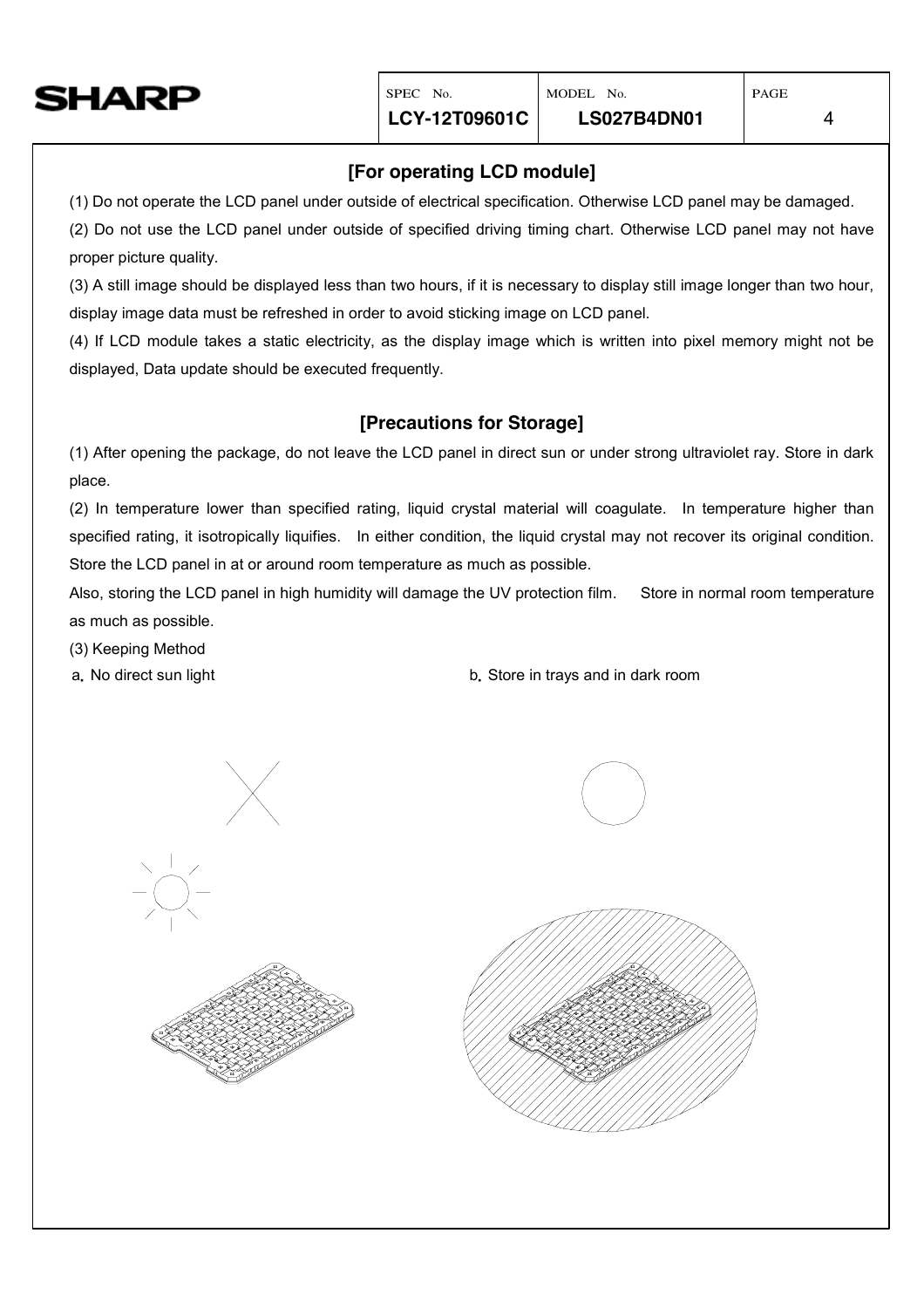## [For operating LCD module]

(1) Do not operate the LCD panel under outside of electrical specification. Otherwise LCD panel may be damaged.

(2) Do not use the LCD panel under outside of specified driving timing chart. Otherwise LCD panel may not have proper picture quality.

(3) A still image should be displayed less than two hours, if it is necessary to display still image longer than two hour, display image data must be refreshed in order to avoid sticking image on LCD panel.

(4) If LCD module takes a static electricity, as the display image which is written into pixel memory might not be displayed, Data update should be executed frequently.

## [Precautions for Storage]

(1) After opening the package, do not leave the LCD panel in direct sun or under strong ultraviolet ray. Store in dark place.

(2) In temperature lower than specified rating, liquid crystal material will coagulate. In temperature higher than specified rating, it isotropically liquifies. In either condition, the liquid crystal may not recover its original condition. Store the LCD panel in at or around room temperature as much as possible.

Also, storing the LCD panel in high humidity will damage the UV protection film. Store in normal room temperature as much as possible.

(3) Keeping Method

a. No direct sun light

b. Store in trays and in dark room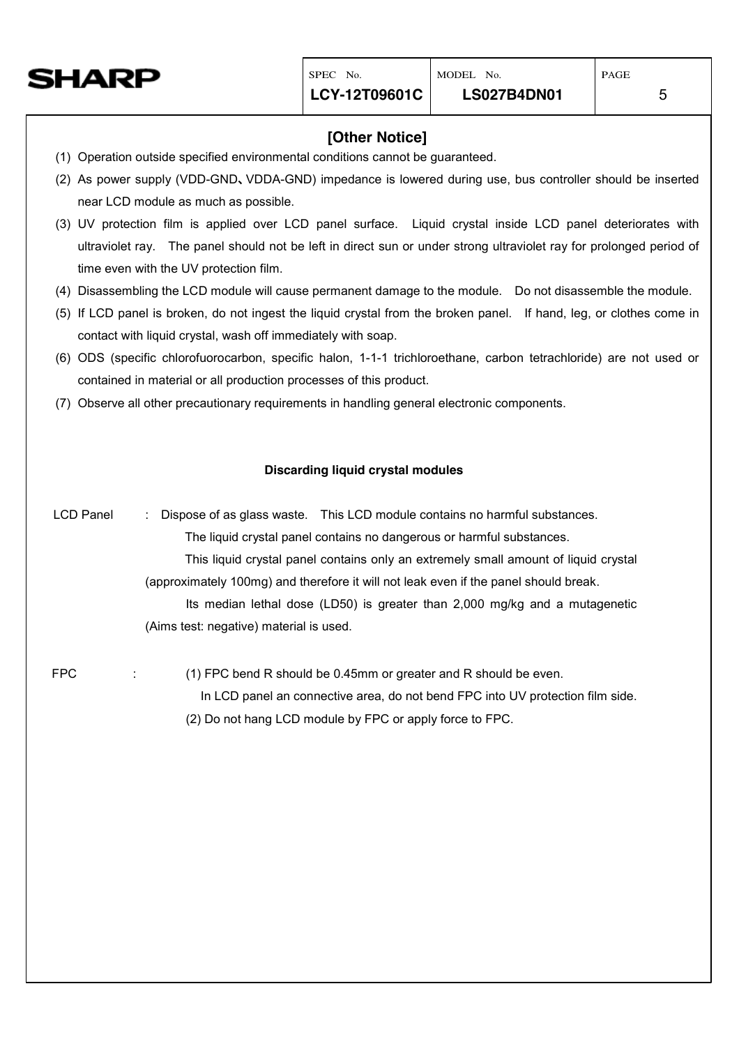## [Other Notice]

(1) Operation outside specified environmental conditions cannot be guaranteed.

(2) As power supply (VDD-GND、VDDA-GND) impedance is lowered during use, bus controller should be inserted near LCD module as much as possible.

(3) UV protection film is applied over LCD panel surface. Liquid crystal inside LCD panel deteriorates with ultraviolet ray. The panel should not be left in direct sun or under strong ultraviolet ray for prolonged period of time even with the UV protection film.

(4) Disassembling the LCD module will cause permanent damage to the module. Do not disassemble the module.

(5) If LCD panel is broken, do not ingest the liquid crystal from the broken panel. If hand, leg, or clothes come in contact with liquid crystal, wash off immediately with soap.

(6) ODS (specific chlorofuorocarbon, specific halon, 1-1-1 trichloroethane, carbon tetrachloride) are not used or contained in material or all production processes of this product.

(7) Observe all other precautionary requirements in handling general electronic components.

**Discarding liquid crystal modules**

LCD Panel : Dispose of as glass waste. This LCD module contains no harmful substances.
The liquid crystal panel contains no dangerous or harmful substances.
This liquid crystal panel contains only an extremely small amount of liquid crystal (approximately 100mg) and therefore it will not leak even if the panel should break.
Its median lethal dose (LD50) is greater than 2,000 mg/kg and a mutagenetic (Aims test: negative) material is used.

FPC : (1) FPC bend R should be 0.45mm or greater and R should be even.
In LCD panel an connective area, do not bend FPC into UV protection film side.
(2) Do not hang LCD module by FPC or apply force to FPC.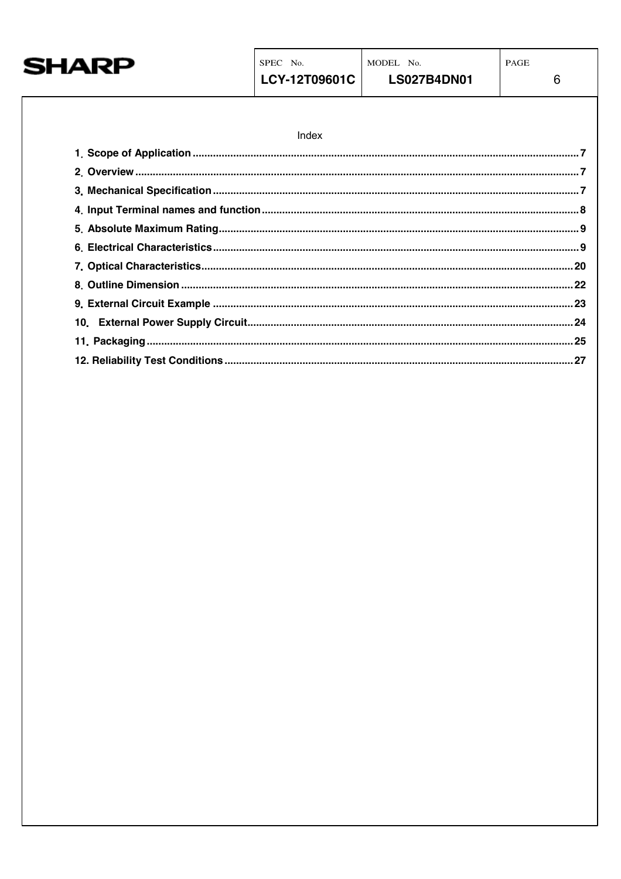Index

1. Scope of Application ........................................................................ 7
2. Overview ........................................................................................ 7
3. Mechanical Specification ................................................................ 7
4. Input Terminal names and function ................................................. 8
5. Absolute Maximum Rating ............................................................... 9
6. Electrical Characteristics ................................................................. 9
7. Optical Characteristics .................................................................... 20
8. Outline Dimension .......................................................................... 22
9. External Circuit Example ................................................................ 23
10. External Power Supply Circuit ....................................................... 24
11. Packaging .................................................................................... 25
12. Reliability Test Conditions ............................................................ 27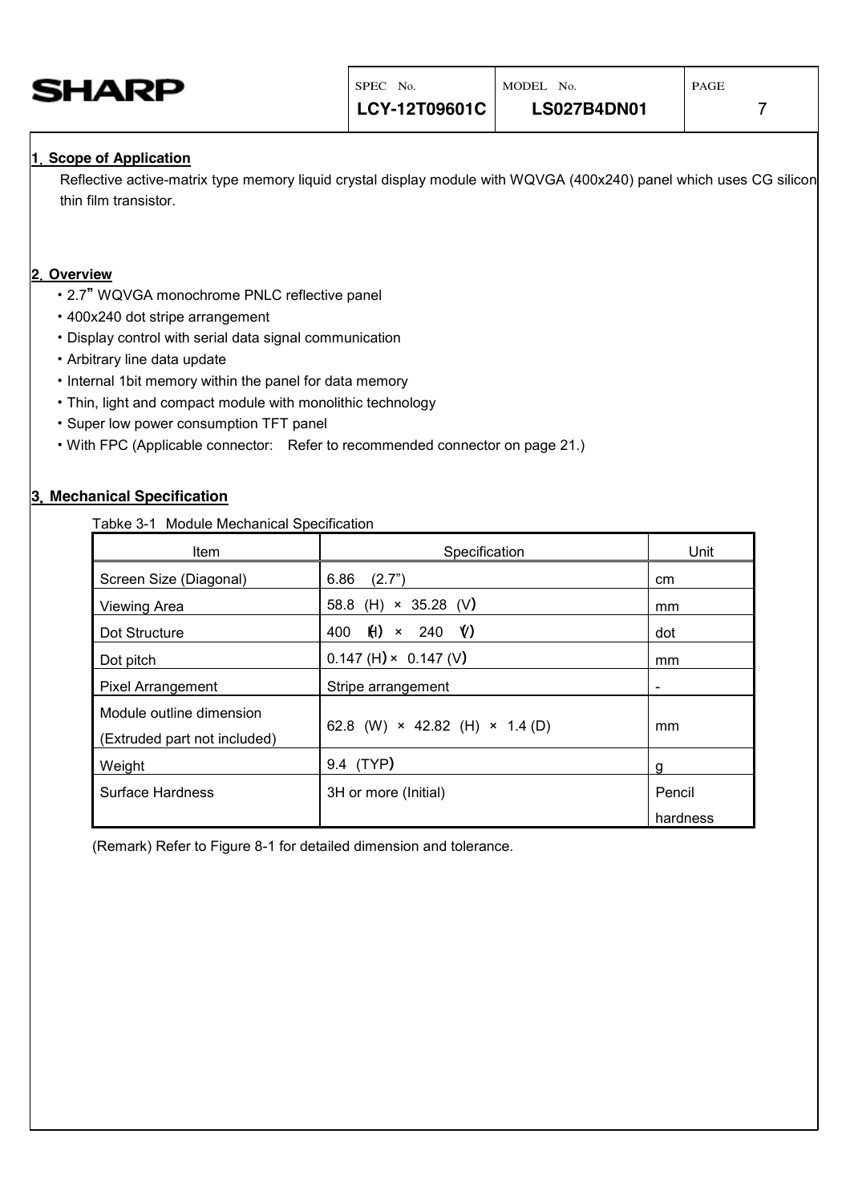## 1. Scope of Application

Reflective active-matrix type memory liquid crystal display module with WQVGA (400x240) panel which uses CG silicon thin film transistor.

## 2. Overview

- 2.7" WQVGA monochrome PNLC reflective panel
- 400x240 dot stripe arrangement
- Display control with serial data signal communication
- Arbitrary line data update
- Internal 1bit memory within the panel for data memory
- Thin, light and compact module with monolithic technology
- Super low power consumption TFT panel
- With FPC (Applicable connector: Refer to recommended connector on page 21.)

## 3. Mechanical Specification

Tabke 3-1 Module Mechanical Specification

| Item | Specification | Unit |
|---|---|---|
| Screen Size (Diagonal) | 6.86 (2.7") | cm |
| Viewing Area | 58.8 (H) × 35.28 (V) | mm |
| Dot Structure | 400 (H) × 240 (V) | dot |
| Dot pitch | 0.147 (H) × 0.147 (V) | mm |
| Pixel Arrangement | Stripe arrangement | - |
| Module outline dimension (Extruded part not included) | 62.8 (W) × 42.82 (H) × 1.4 (D) | mm |
| Weight | 9.4 (TYP) | g |
| Surface Hardness | 3H or more (Initial) | Pencil hardness |

(Remark) Refer to Figure 8-1 for detailed dimension and tolerance.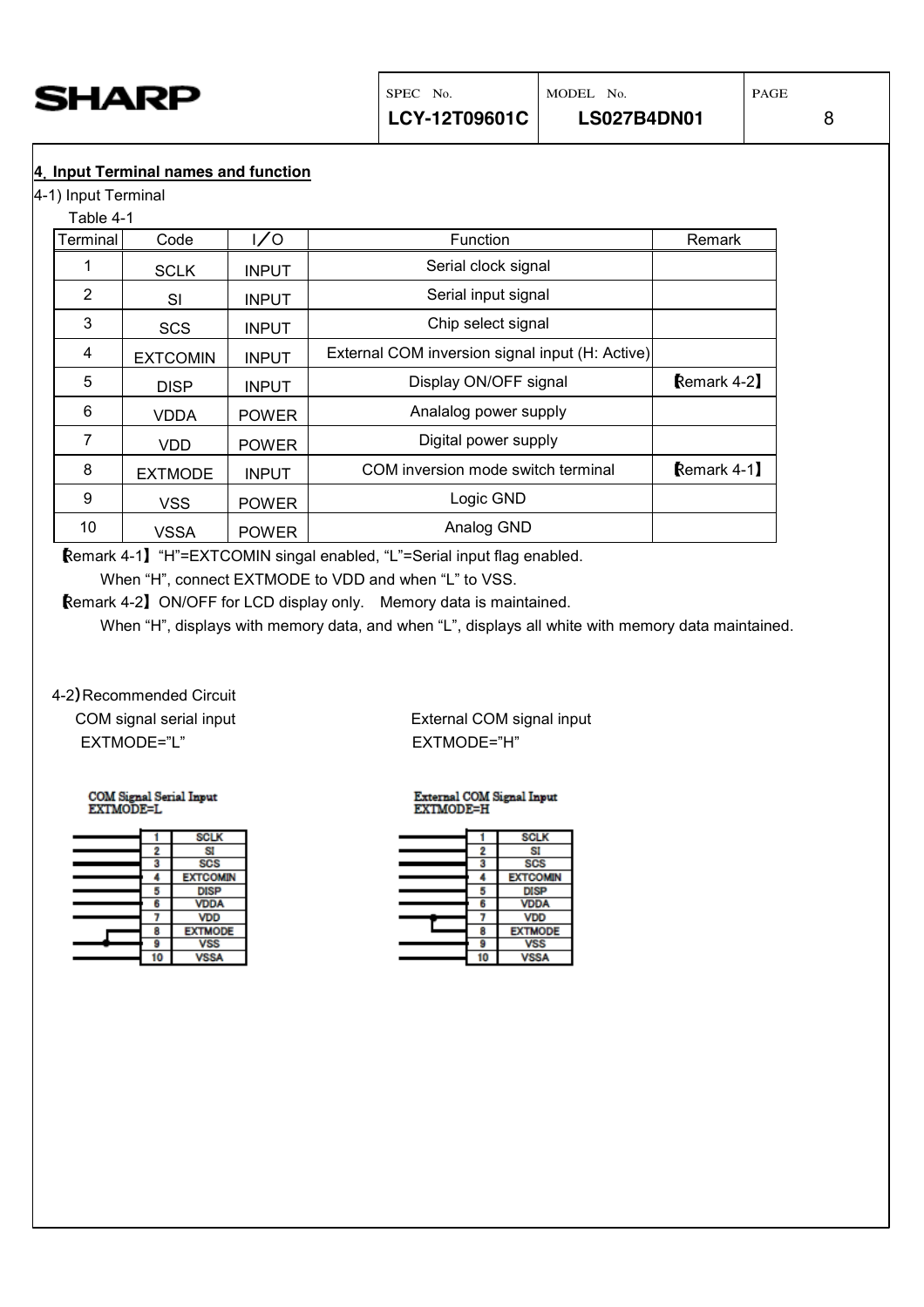## 4. Input Terminal names and function

4-1) Input Terminal

Table 4-1

| Terminal | Code | I／O | Function | Remark |
|---|---|---|---|---|
| 1 | SCLK | INPUT | Serial clock signal | |
| 2 | SI | INPUT | Serial input signal | |
| 3 | SCS | INPUT | Chip select signal | |
| 4 | EXTCOMIN | INPUT | External COM inversion signal input (H: Active) | |
| 5 | DISP | INPUT | Display ON/OFF signal | 【Remark 4-2】 |
| 6 | VDDA | POWER | Analalog power supply | |
| 7 | VDD | POWER | Digital power supply | |
| 8 | EXTMODE | INPUT | COM inversion mode switch terminal | 【Remark 4-1】 |
| 9 | VSS | POWER | Logic GND | |
| 10 | VSSA | POWER | Analog GND | |

【Remark 4-1】“H”=EXTCOMIN singal enabled, “L”=Serial input flag enabled.
When “H”, connect EXTMODE to VDD and when “L” to VSS.

【Remark 4-2】ON/OFF for LCD display only.　Memory data is maintained.
When “H”, displays with memory data, and when “L”, displays all white with memory data maintained.

4-2) Recommended Circuit

COM signal serial input
EXTMODE=”L”

External COM signal input
EXTMODE=”H”

COM Signal Serial Input
EXTMODE=L

| | |
|---|---|
| 1 | SCLK |
| 2 | SI |
| 3 | SCS |
| 4 | EXTCOMIN |
| 5 | DISP |
| 6 | VDDA |
| 7 | VDD |
| 8 | EXTMODE |
| 9 | VSS |
| 10 | VSSA |

External COM Signal Input
EXTMODE=H

| | |
|---|---|
| 1 | SCLK |
| 2 | SI |
| 3 | SCS |
| 4 | EXTCOMIN |
| 5 | DISP |
| 6 | VDDA |
| 7 | VDD |
| 8 | EXTMODE |
| 9 | VSS |
| 10 | VSSA |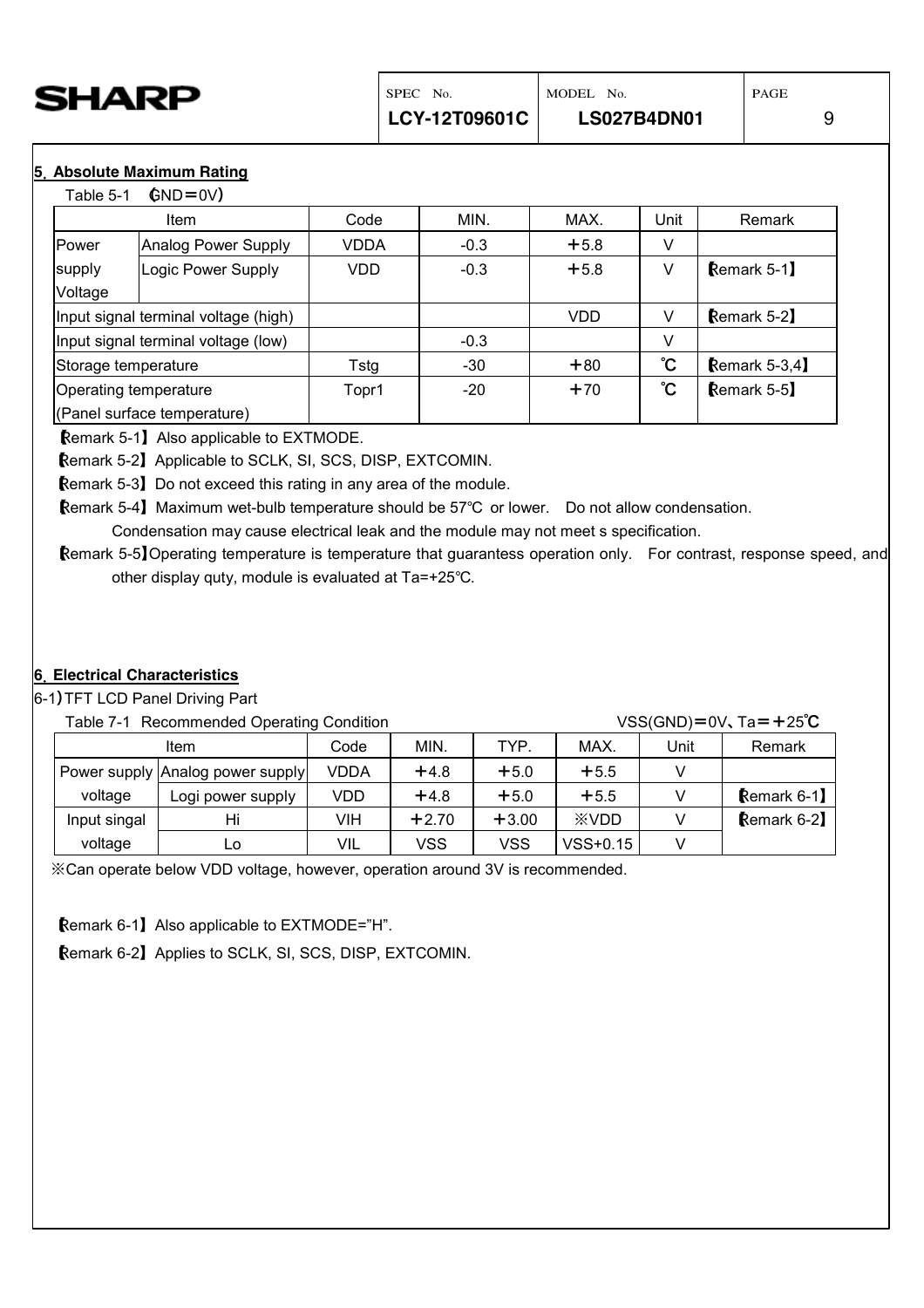## 5. Absolute Maximum Rating

Table 5-1 (GND＝0V)

| Item | | Code | MIN. | MAX. | Unit | Remark |
|---|---|---|---|---|---|---|
| Power supply Voltage | Analog Power Supply | VDDA | -0.3 | ＋5.8 | V | |
| | Logic Power Supply | VDD | -0.3 | ＋5.8 | V | 【Remark 5-1】 |
| Input signal terminal voltage (high) | | | | VDD | V | 【Remark 5-2】 |
| Input signal terminal voltage (low) | | | -0.3 | | V | |
| Storage temperature | | Tstg | -30 | ＋80 | ℃ | 【Remark 5-3,4】 |
| Operating temperature (Panel surface temperature) | | Topr1 | -20 | ＋70 | ℃ | 【Remark 5-5】 |

【Remark 5-1】Also applicable to EXTMODE.

【Remark 5-2】Applicable to SCLK, SI, SCS, DISP, EXTCOMIN.

【Remark 5-3】Do not exceed this rating in any area of the module.

【Remark 5-4】Maximum wet-bulb temperature should be 57℃ or lower. Do not allow condensation. Condensation may cause electrical leak and the module may not meet s specification.

【Remark 5-5】Operating temperature is temperature that guarantess operation only. For contrast, response speed, and other display quty, module is evaluated at Ta=+25℃.

## 6. Electrical Characteristics

6-1) TFT LCD Panel Driving Part

Table 7-1 Recommended Operating Condition VSS(GND)＝0V、Ta＝＋25℃

| Item | | Code | MIN. | TYP. | MAX. | Unit | Remark |
|---|---|---|---|---|---|---|---|
| Power supply voltage | Analog power supply | VDDA | ＋4.8 | ＋5.0 | ＋5.5 | V | |
| | Logi power supply | VDD | ＋4.8 | ＋5.0 | ＋5.5 | V | 【Remark 6-1】 |
| Input singal voltage | Hi | VIH | ＋2.70 | ＋3.00 | ※VDD | V | 【Remark 6-2】 |
| | Lo | VIL | VSS | VSS | VSS+0.15 | V | |

※Can operate below VDD voltage, however, operation around 3V is recommended.

【Remark 6-1】Also applicable to EXTMODE="H".

【Remark 6-2】Applies to SCLK, SI, SCS, DISP, EXTCOMIN.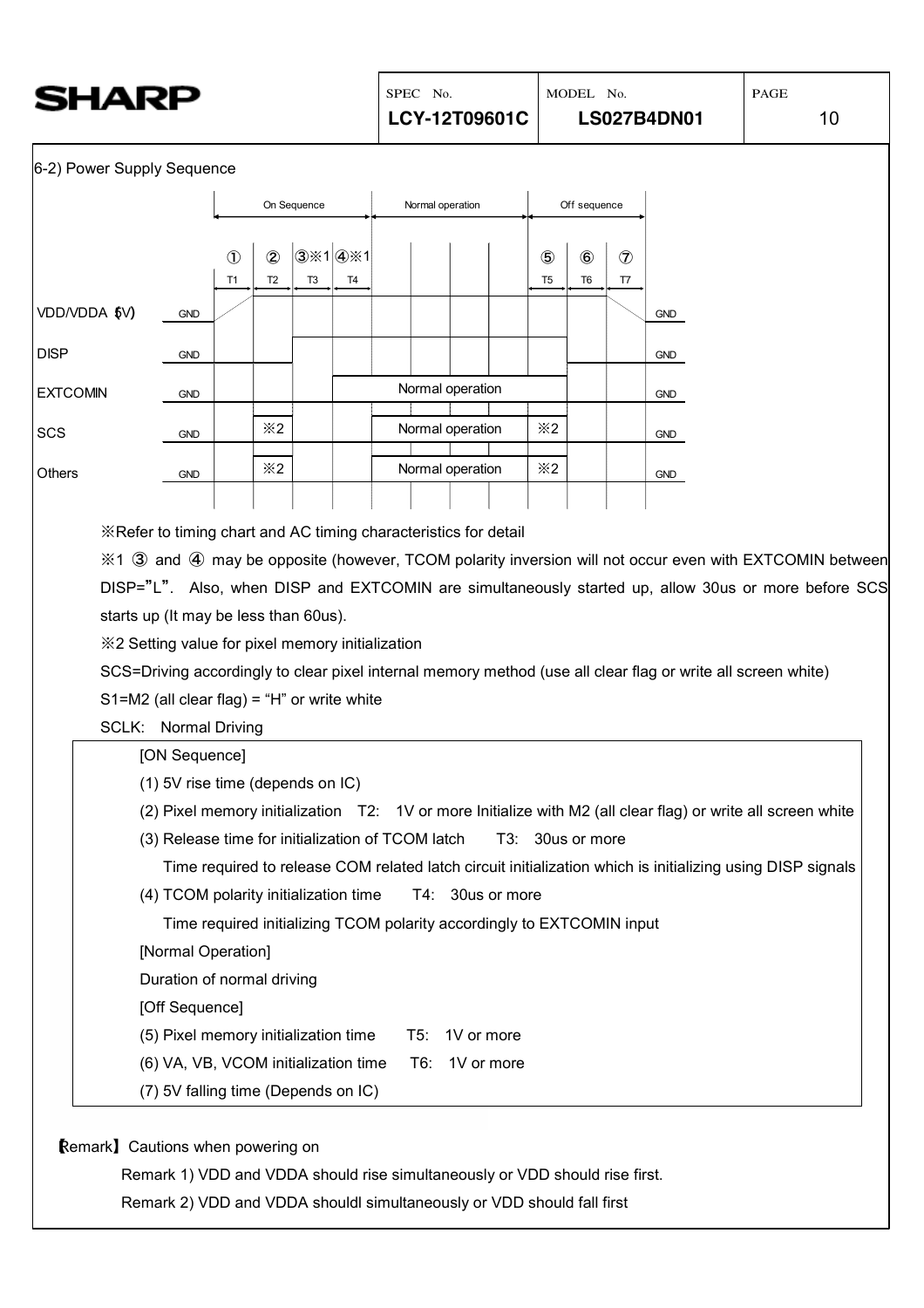6-2) Power Supply Sequence

| | | On Sequence | | | | Normal operation | | | | Off sequence | | | |
|---|---|---|---|---|---|---|---|---|---|---|---|---|---|
| | | ① T1 | ② T2 | ③※1 T3 | ④※1 T4 | | | | | ⑤ T5 | ⑥ T6 | ⑦ T7 | |
| VDD/VDDA (5V) | GND | | | | | | | | | | | | GND |
| DISP | GND | | | | | | | | | | | | GND |
| EXTCOMIN | GND | | | | Normal operation | | | | | | | | GND |
| SCS | GND | | ※2 | | | Normal operation | | | | ※2 | | | GND |
| Others | GND | | ※2 | | | Normal operation | | | | ※2 | | | GND |

※Refer to timing chart and AC timing characteristics for detail

※1 ③ and ④ may be opposite (however, TCOM polarity inversion will not occur even with EXTCOMIN between DISP="L". Also, when DISP and EXTCOMIN are simultaneously started up, allow 30us or more before SCS starts up (It may be less than 60us).

※2 Setting value for pixel memory initialization

SCS=Driving accordingly to clear pixel internal memory method (use all clear flag or write all screen white)

S1=M2 (all clear flag) = "H" or write white

SCLK: Normal Driving

[ON Sequence]

(1) 5V rise time (depends on IC)

(2) Pixel memory initialization T2: 1V or more Initialize with M2 (all clear flag) or write all screen white

(3) Release time for initialization of TCOM latch T3: 30us or more

Time required to release COM related latch circuit initialization which is initializing using DISP signals

(4) TCOM polarity initialization time T4: 30us or more

Time required initializing TCOM polarity accordingly to EXTCOMIN input

[Normal Operation]

Duration of normal driving

[Off Sequence]

(5) Pixel memory initialization time T5: 1V or more

(6) VA, VB, VCOM initialization time T6: 1V or more

(7) 5V falling time (Depends on IC)

【Remark】 Cautions when powering on

Remark 1) VDD and VDDA should rise simultaneously or VDD should rise first.

Remark 2) VDD and VDDA shouldl simultaneously or VDD should fall first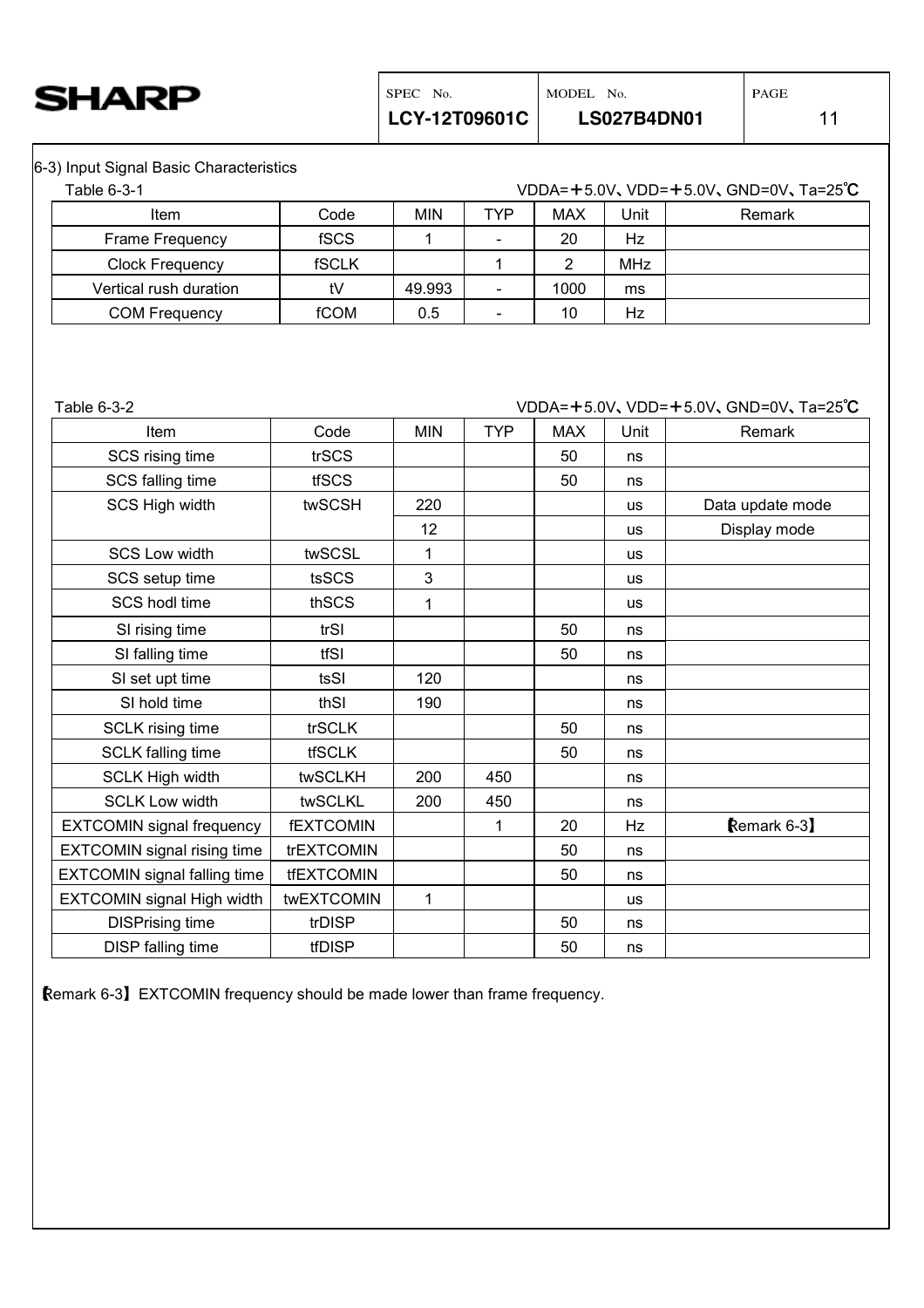6-3) Input Signal Basic Characteristics

Table 6-3-1 VDDA=＋5.0V、VDD=＋5.0V、GND=0V、Ta=25℃

| Item | Code | MIN | TYP | MAX | Unit | Remark |
|---|---|---|---|---|---|---|
| Frame Frequency | fSCS | 1 | - | 20 | Hz | |
| Clock Frequency | fSCLK | | 1 | 2 | MHz | |
| Vertical rush duration | tV | 49.993 | - | 1000 | ms | |
| COM Frequency | fCOM | 0.5 | - | 10 | Hz | |

Table 6-3-2 VDDA=＋5.0V、VDD=＋5.0V、GND=0V、Ta=25℃

| Item | Code | MIN | TYP | MAX | Unit | Remark |
|---|---|---|---|---|---|---|
| SCS rising time | trSCS | | | 50 | ns | |
| SCS falling time | tfSCS | | | 50 | ns | |
| SCS High width | twSCSH | 220 | | | us | Data update mode |
| | | 12 | | | us | Display mode |
| SCS Low width | twSCSL | 1 | | | us | |
| SCS setup time | tsSCS | 3 | | | us | |
| SCS hodl time | thSCS | 1 | | | us | |
| SI rising time | trSI | | | 50 | ns | |
| SI falling time | tfSI | | | 50 | ns | |
| SI set upt time | tsSI | 120 | | | ns | |
| SI hold time | thSI | 190 | | | ns | |
| SCLK rising time | trSCLK | | | 50 | ns | |
| SCLK falling time | tfSCLK | | | 50 | ns | |
| SCLK High width | twSCLKH | 200 | 450 | | ns | |
| SCLK Low width | twSCLKL | 200 | 450 | | ns | |
| EXTCOMIN signal frequency | fEXTCOMIN | | 1 | 20 | Hz | 【Remark 6-3】 |
| EXTCOMIN signal rising time | trEXTCOMIN | | | 50 | ns | |
| EXTCOMIN signal falling time | tfEXTCOMIN | | | 50 | ns | |
| EXTCOMIN signal High width | twEXTCOMIN | 1 | | | us | |
| DISPrising time | trDISP | | | 50 | ns | |
| DISP falling time | tfDISP | | | 50 | ns | |

【Remark 6-3】EXTCOMIN frequency should be made lower than frame frequency.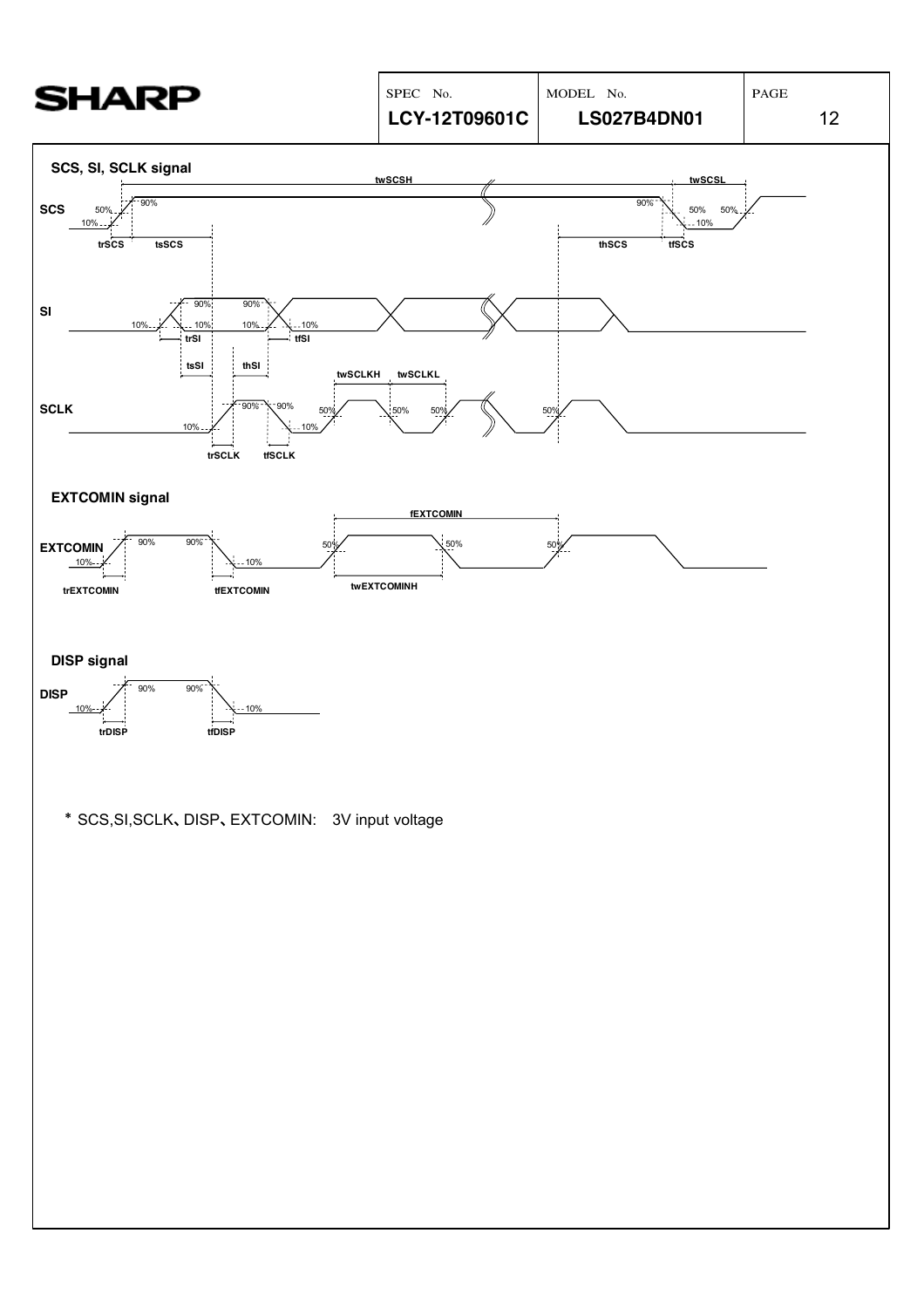**SCS, SI, SCLK signal**

**EXTCOMIN signal**

**DISP signal**

＊ SCS,SI,SCLK、DISP、EXTCOMIN:　3V input voltage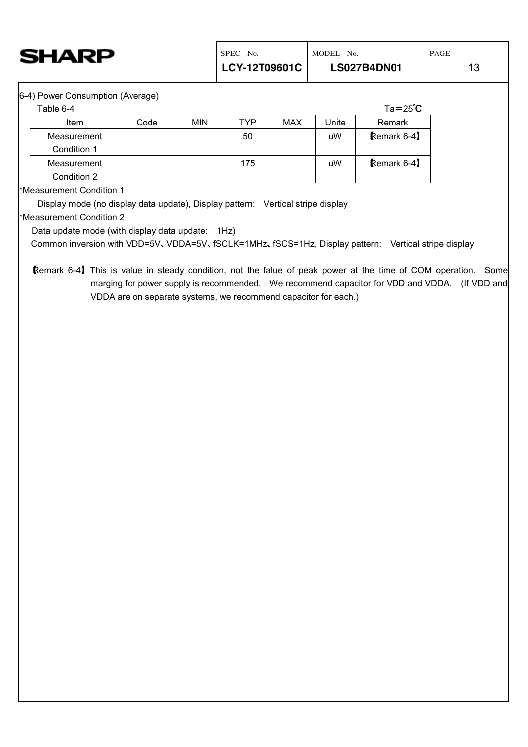## 6-4) Power Consumption (Average)

Table 6-4 Ta＝25℃

| Item | Code | MIN | TYP | MAX | Unite | Remark |
|---|---|---|---|---|---|---|
| Measurement Condition 1 | | | 50 | | uW | 【Remark 6-4】 |
| Measurement Condition 2 | | | 175 | | uW | 【Remark 6-4】 |

*Measurement Condition 1

Display mode (no display data update), Display pattern: Vertical stripe display

*Measurement Condition 2

Data update mode (with display data update: 1Hz)

Common inversion with VDD=5V、VDDA=5V、fSCLK=1MHz、fSCS=1Hz, Display pattern: Vertical stripe display

【Remark 6-4】 This is value in steady condition, not the falue of peak power at the time of COM operation. Some marging for power supply is recommended. We recommend capacitor for VDD and VDDA. (If VDD and VDDA are on separate systems, we recommend capacitor for each.)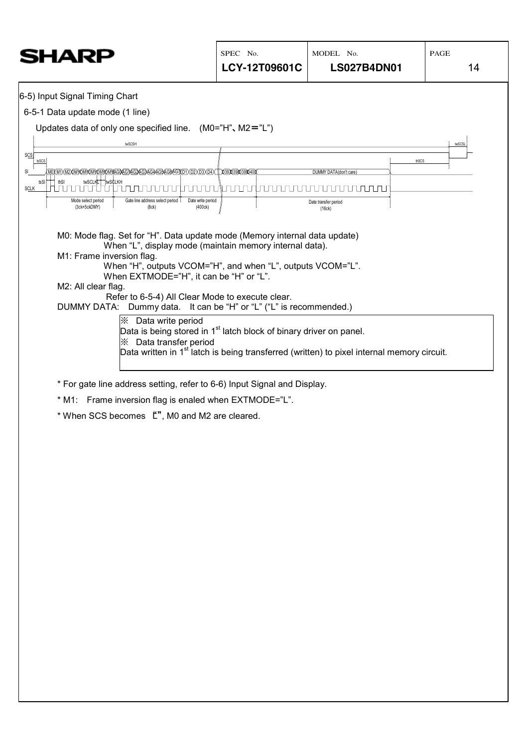6-5) Input Signal Timing Chart

6-5-1 Data update mode (1 line)

Updates data of only one specified line. (M0="H"、M2＝"L")

SCS
tsSCS twSCSH thSCS twSCSL

SI
M0 M1 M2 DMY DMY DMY DMY DMY AG0 AG1 AG2 AG3 AG4 AG5 AG6 AG7 D1 D2 D3 D4 ... D397 D398 D399 D400 DUMMY DATA(don't care)

SCLK
tsSI thSI twSCLKL twSCLKH

Mode select period (3ck+5ckDMY) | Gate line address select period (8ck) | Date write period (400ck) | Date transfer period (16ck)

M0: Mode flag. Set for "H". Data update mode (Memory internal data update)
When "L", display mode (maintain memory internal data).

M1: Frame inversion flag.
When "H", outputs VCOM="H", and when "L", outputs VCOM="L".
When EXTMODE="H", it can be "H" or "L".

M2: All clear flag.
Refer to 6-5-4) All Clear Mode to execute clear.

DUMMY DATA: Dummy data. It can be "H" or "L" ("L" is recommended.)

> ※ Data write period
> Data is being stored in 1st latch block of binary driver on panel.
> ※ Data transfer period
> Data written in 1st latch is being transferred (written) to pixel internal memory circuit.

\* For gate line address setting, refer to 6-6) Input Signal and Display.

\* M1: Frame inversion flag is enaled when EXTMODE="L".

\* When SCS becomes "L", M0 and M2 are cleared.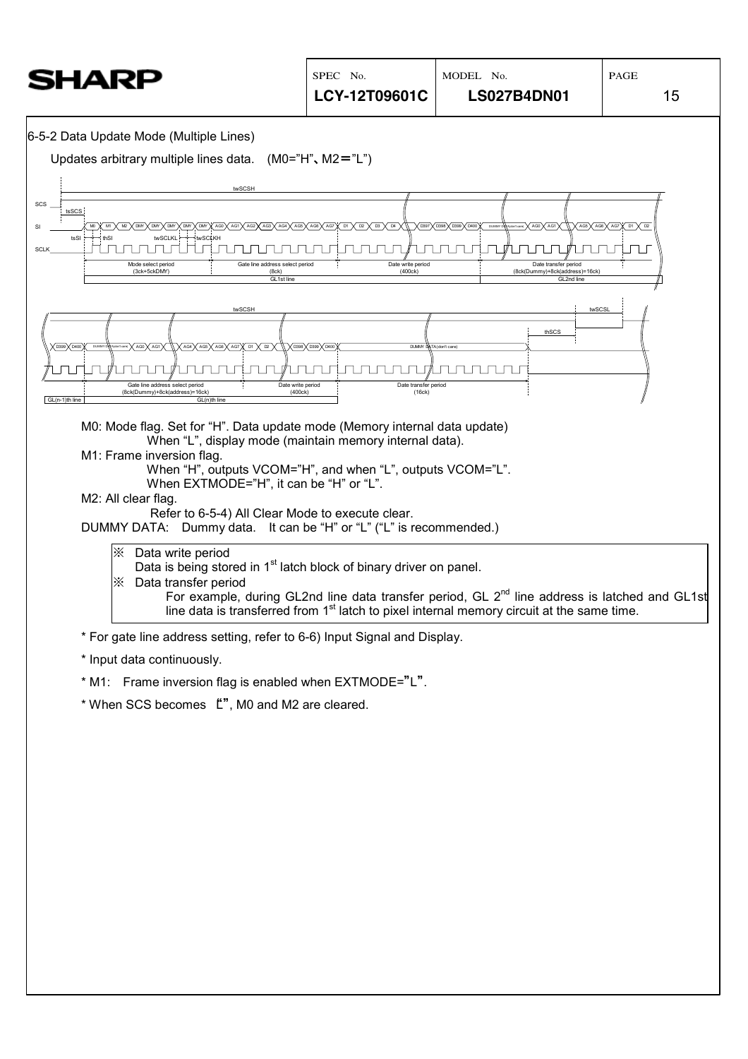6-5-2 Data Update Mode (Multiple Lines)

Updates arbitrary multiple lines data. (M0="H"、M2＝"L")

M0: Mode flag. Set for "H". Data update mode (Memory internal data update)
When "L", display mode (maintain memory internal data).

M1: Frame inversion flag.
When "H", outputs VCOM="H", and when "L", outputs VCOM="L".
When EXTMODE="H", it can be "H" or "L".

M2: All clear flag.
Refer to 6-5-4) All Clear Mode to execute clear.

DUMMY DATA: Dummy data. It can be "H" or "L" ("L" is recommended.)

※ Data write period
Data is being stored in 1st latch block of binary driver on panel.

※ Data transfer period
For example, during GL2nd line data transfer period, GL 2nd line address is latched and GL1st line data is transferred from 1st latch to pixel internal memory circuit at the same time.

* For gate line address setting, refer to 6-6) Input Signal and Display.

* Input data continuously.

* M1: Frame inversion flag is enabled when EXTMODE="L".

* When SCS becomes "L", M0 and M2 are cleared.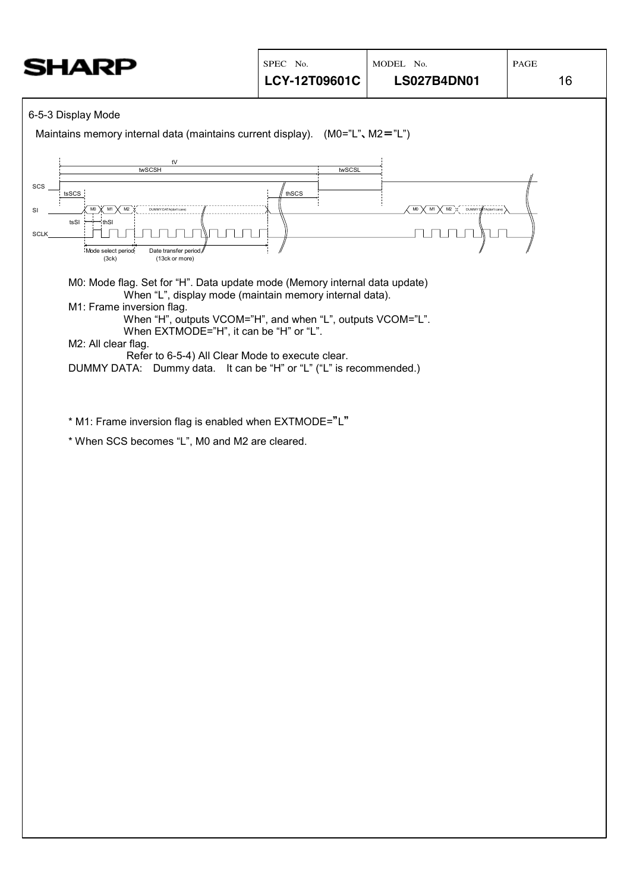### 6-5-3 Display Mode

Maintains memory internal data (maintains current display). (M0="L"、M2＝"L")

M0: Mode flag. Set for "H". Data update mode (Memory internal data update)
When "L", display mode (maintain memory internal data).

M1: Frame inversion flag.
When "H", outputs VCOM="H", and when "L", outputs VCOM="L".
When EXTMODE="H", it can be "H" or "L".

M2: All clear flag.
Refer to 6-5-4) All Clear Mode to execute clear.

DUMMY DATA: Dummy data. It can be "H" or "L" ("L" is recommended.)

\* M1: Frame inversion flag is enabled when EXTMODE="L"

\* When SCS becomes "L", M0 and M2 are cleared.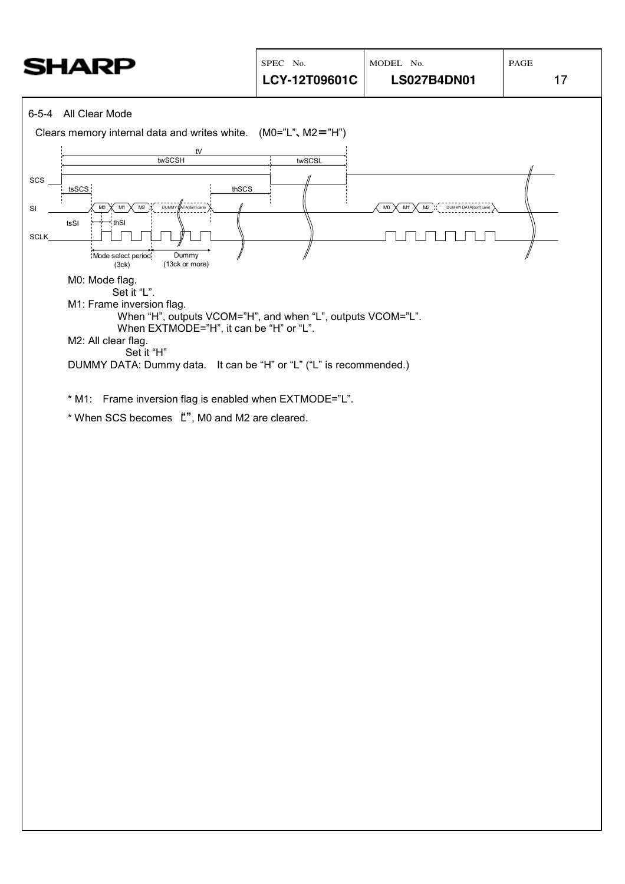6-5-4 All Clear Mode

Clears memory internal data and writes white. (M0="L"、M2＝"H")

M0: Mode flag.

Set it "L".

M1: Frame inversion flag.

When "H", outputs VCOM="H", and when "L", outputs VCOM="L".
When EXTMODE="H", it can be "H" or "L".

M2: All clear flag.

Set it "H"

DUMMY DATA: Dummy data. It can be "H" or "L" ("L" is recommended.)

* M1: Frame inversion flag is enabled when EXTMODE="L".

* When SCS becomes "L", M0 and M2 are cleared.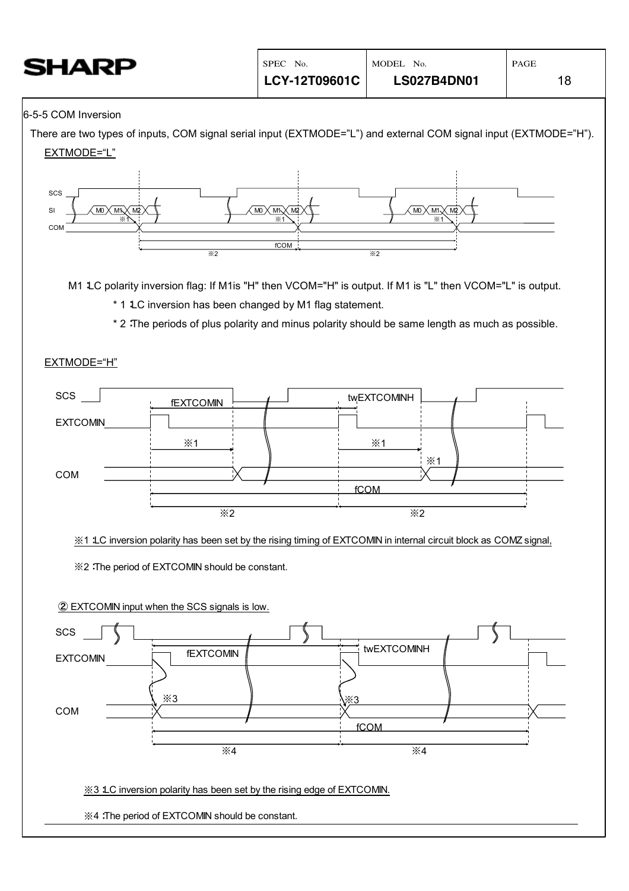## 6-5-5 COM Inversion

There are two types of inputs, COM signal serial input (EXTMODE="L") and external COM signal input (EXTMODE="H").

EXTMODE="L"

M1 :LC polarity inversion flag: If M1is "H" then VCOM="H" is output. If M1 is "L" then VCOM="L" is output.

- * 1 :LC inversion has been changed by M1 flag statement.
- * 2 :The periods of plus polarity and minus polarity should be same length as much as possible.

EXTMODE="H"

※1 :LC inversion polarity has been set by the rising timing of EXTCOMIN in internal circuit block as COMZ signal,

※2 :The period of EXTCOMIN should be constant.

② EXTCOMIN input when the SCS signals is low.

※3 :LC inversion polarity has been set by the rising edge of EXTCOMIN.

※4 :The period of EXTCOMIN should be constant.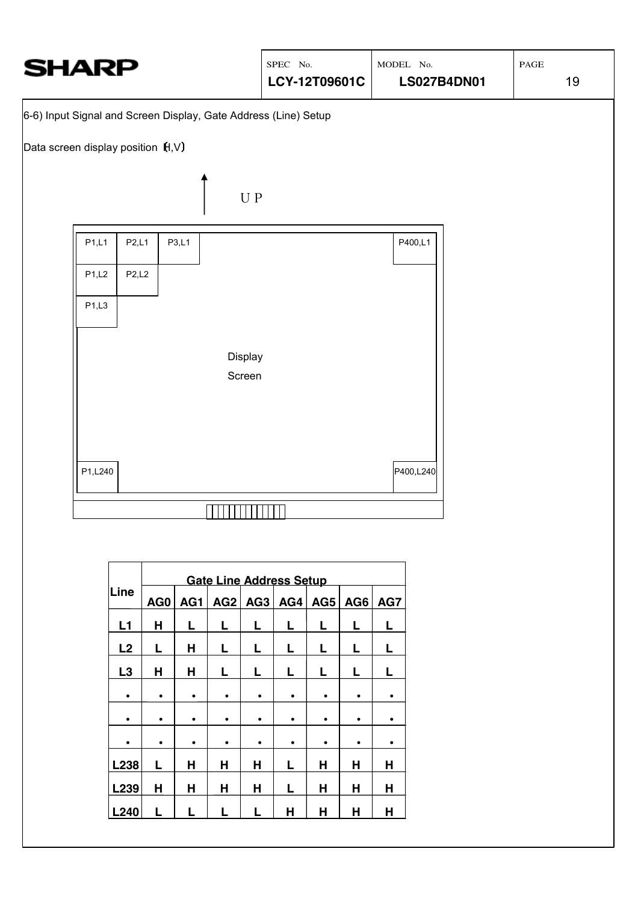6-6) Input Signal and Screen Display, Gate Address (Line) Setup

Data screen display position (H,V)

U P

| P1,L1 | P2,L1 | P3,L1 | | P400,L1 |
|---|---|---|---|---|
| P1,L2 | P2,L2 | | | |
| P1,L3 | | | | |
| | | Display Screen | | |
| P1,L240 | | | | P400,L240 |

| Line | Gate Line Address Setup | | | | | | | |
|---|---|---|---|---|---|---|---|---|
| | AG0 | AG1 | AG2 | AG3 | AG4 | AG5 | AG6 | AG7 |
| L1 | H | L | L | L | L | L | L | L |
| L2 | L | H | L | L | L | L | L | L |
| L3 | H | H | L | L | L | L | L | L |
| • | • | • | • | • | • | • | • | • |
| • | • | • | • | • | • | • | • | • |
| • | • | • | • | • | • | • | • | • |
| L238 | L | H | H | H | L | H | H | H |
| L239 | H | H | H | H | L | H | H | H |
| L240 | L | L | L | L | H | H | H | H |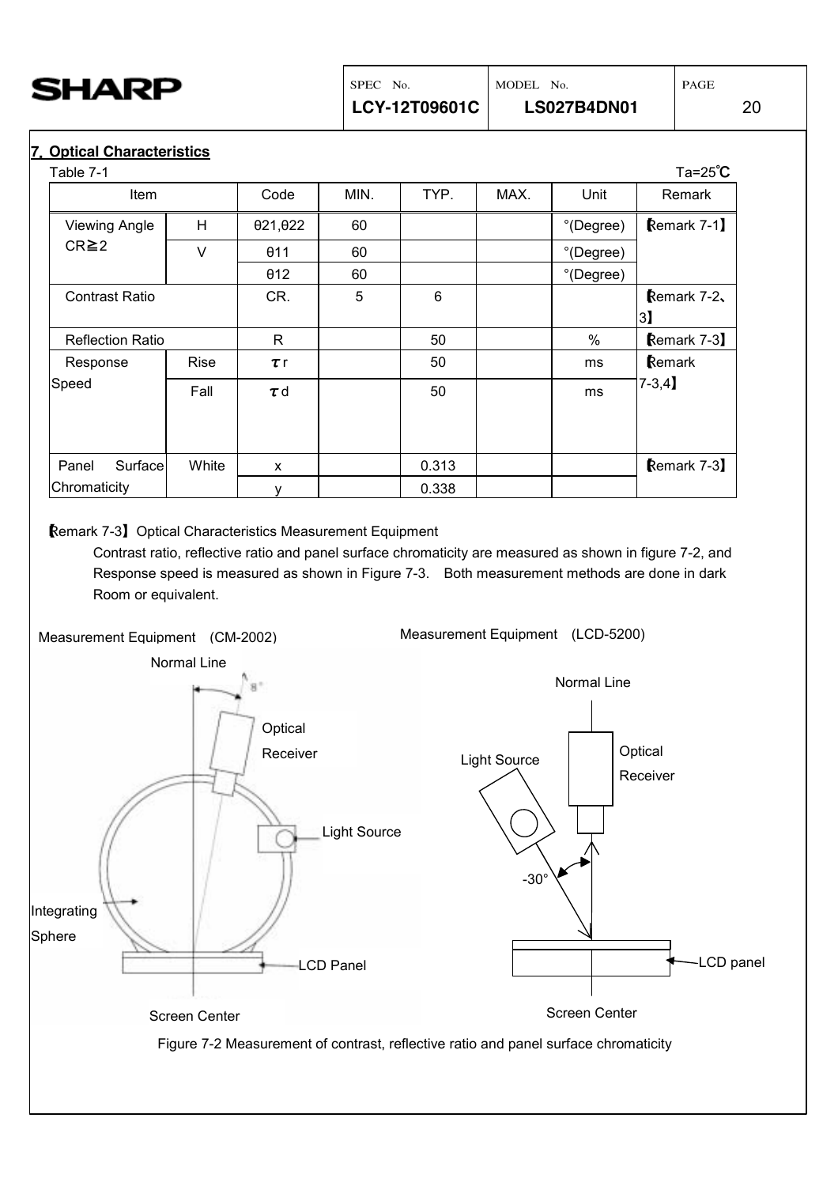## 7. Optical Characteristics

Table 7-1 Ta=25℃

| Item | | Code | MIN. | TYP. | MAX. | Unit | Remark |
|---|---|---|---|---|---|---|---|
| Viewing Angle CR≧2 | H | θ21,θ22 | 60 | | | °(Degree) | 【Remark 7-1】 |
| | V | θ11 | 60 | | | °(Degree) | |
| | | θ12 | 60 | | | °(Degree) | |
| Contrast Ratio | | CR. | 5 | 6 | | | 【Remark 7-2、3】 |
| Reflection Ratio | | R | | 50 | | % | 【Remark 7-3】 |
| Response Speed | Rise | τr | | 50 | | ms | 【Remark 7-3,4】 |
| | Fall | τd | | 50 | | ms | |
| Panel Surface Chromaticity | White | x | | 0.313 | | | 【Remark 7-3】 |
| | | y | | 0.338 | | | |

【Remark 7-3】Optical Characteristics Measurement Equipment

Contrast ratio, reflective ratio and panel surface chromaticity are measured as shown in figure 7-2, and Response speed is measured as shown in Figure 7-3. Both measurement methods are done in dark Room or equivalent.

Measurement Equipment (CM-2002)

Normal Line, 8°, Optical Receiver, Light Source, Integrating Sphere, LCD Panel, Screen Center

Measurement Equipment (LCD-5200)

Normal Line, Light Source, Optical Receiver, -30°, LCD panel, Screen Center

Figure 7-2 Measurement of contrast, reflective ratio and panel surface chromaticity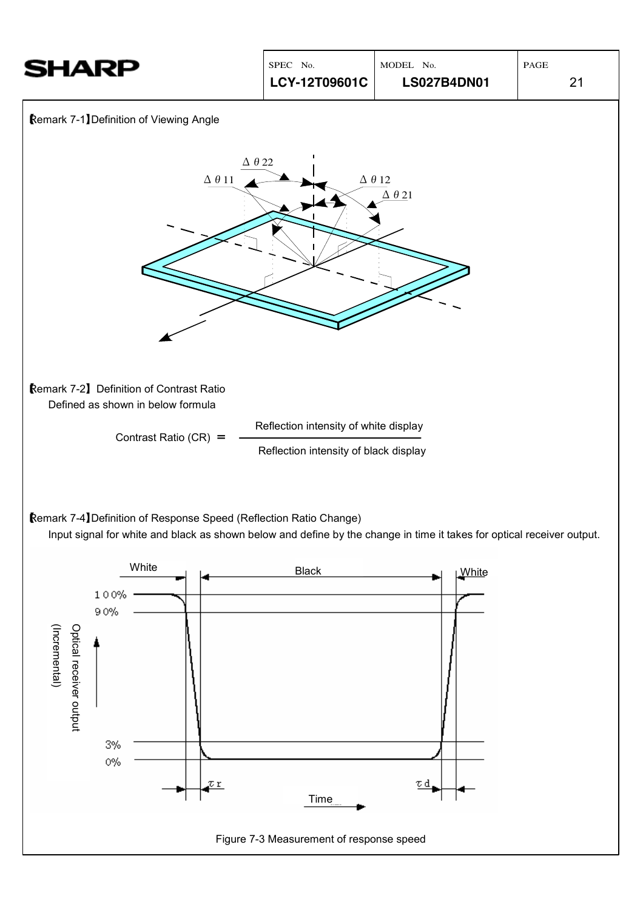【Remark 7-1】Definition of Viewing Angle

【Remark 7-2】 Definition of Contrast Ratio

Defined as shown in below formula

$$\text{Contrast Ratio (CR)} = \frac{\text{Reflection intensity of white display}}{\text{Reflection intensity of black display}}$$

【Remark 7-4】Definition of Response Speed (Reflection Ratio Change)

Input signal for white and black as shown below and define by the change in time it takes for optical receiver output.

Figure 7-3 Measurement of response speed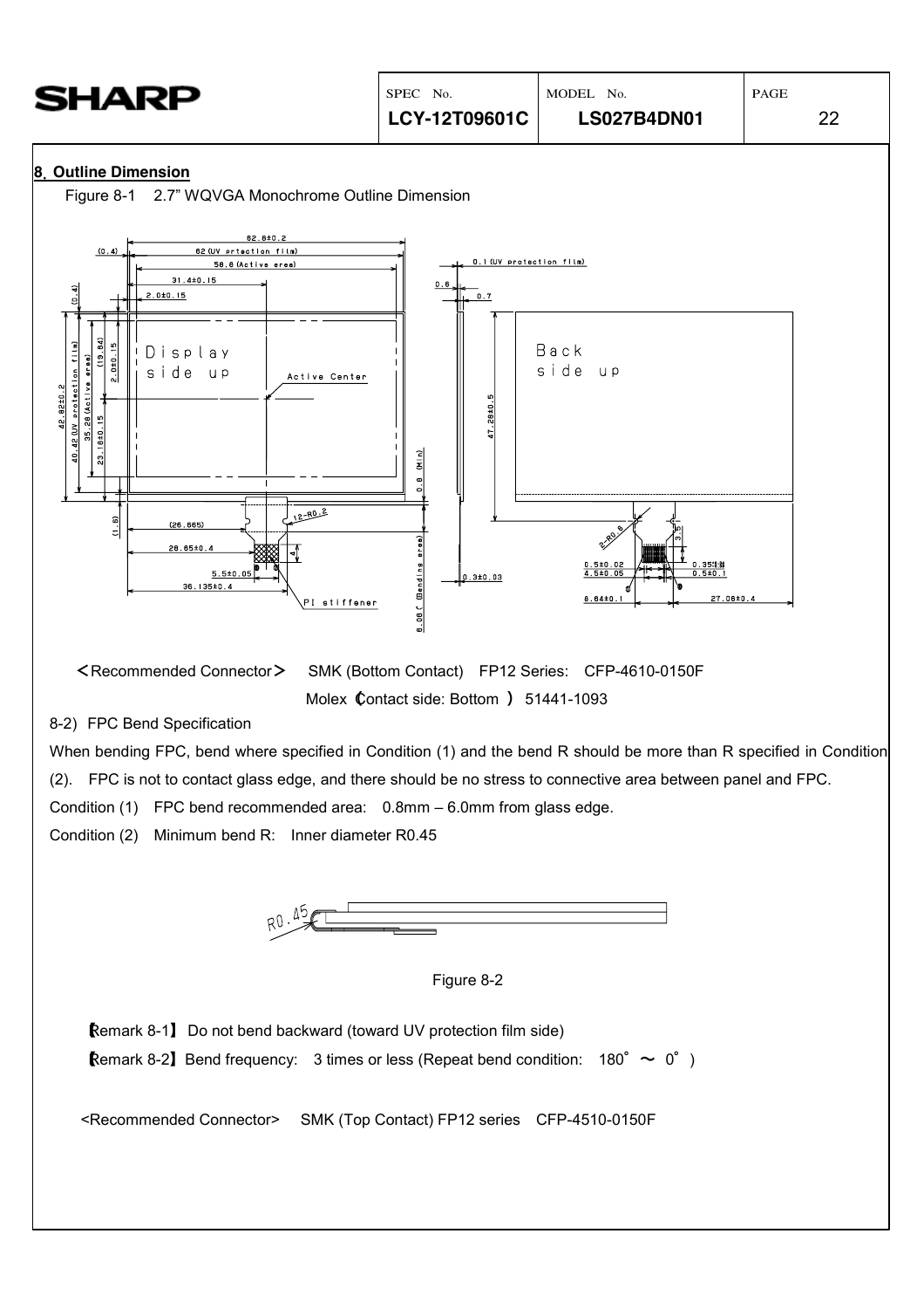## 8. Outline Dimension

Figure 8-1 2.7" WQVGA Monochrome Outline Dimension

<Recommended Connector> SMK (Bottom Contact) FP12 Series: CFP-4610-0150F

Molex (Contact side: Bottom ) 51441-1093

8-2) FPC Bend Specification

When bending FPC, bend where specified in Condition (1) and the bend R should be more than R specified in Condition (2). FPC is not to contact glass edge, and there should be no stress to connective area between panel and FPC.

Condition (1) FPC bend recommended area: 0.8mm – 6.0mm from glass edge.

Condition (2) Minimum bend R: Inner diameter R0.45

Figure 8-2

【Remark 8-1】 Do not bend backward (toward UV protection film side)

【Remark 8-2】 Bend frequency: 3 times or less (Repeat bend condition: 180° ～ 0° )

<Recommended Connector> SMK (Top Contact) FP12 series CFP-4510-0150F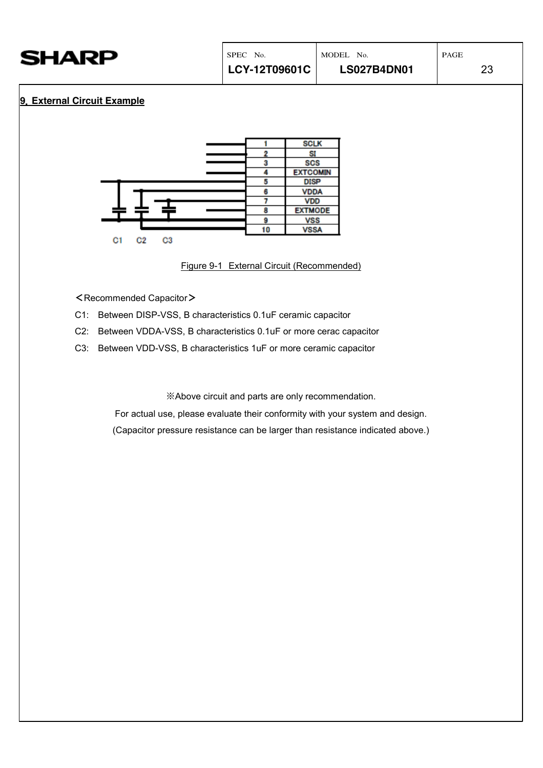## 9. External Circuit Example

| 1 | SCLK |
| --- | --- |
| 2 | SI |
| 3 | SCS |
| 4 | EXTCOMIN |
| 5 | DISP |
| 6 | VDDA |
| 7 | VDD |
| 8 | EXTMODE |
| 9 | VSS |
| 10 | VSSA |

C1 C2 C3

Figure 9-1 External Circuit (Recommended)

＜Recommended Capacitor＞

C1: Between DISP-VSS, B characteristics 0.1uF ceramic capacitor

C2: Between VDDA-VSS, B characteristics 0.1uF or more cerac capacitor

C3: Between VDD-VSS, B characteristics 1uF or more ceramic capacitor

※Above circuit and parts are only recommendation.

For actual use, please evaluate their conformity with your system and design.

(Capacitor pressure resistance can be larger than resistance indicated above.)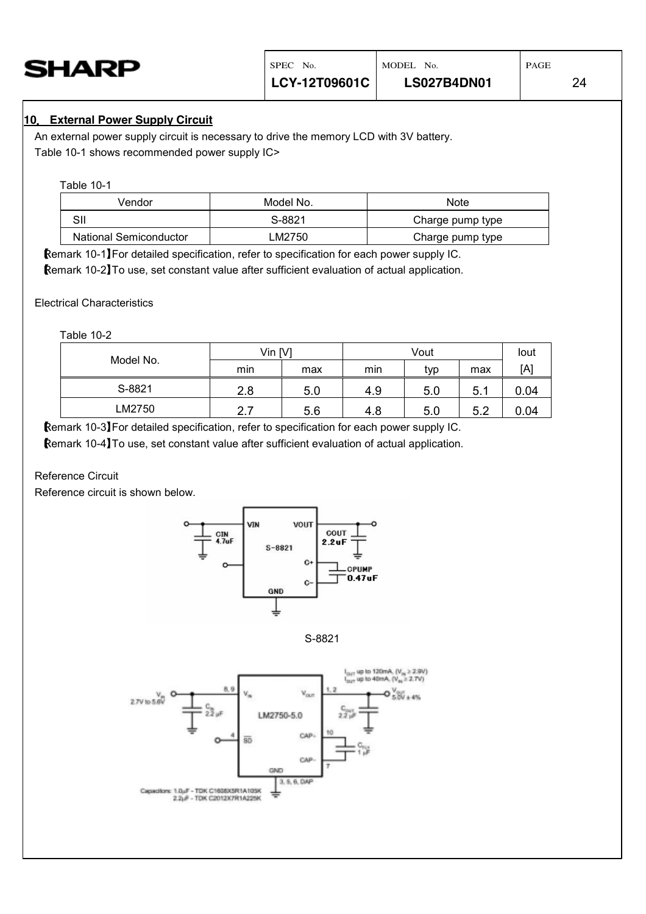## 10. External Power Supply Circuit

An external power supply circuit is necessary to drive the memory LCD with 3V battery.

Table 10-1 shows recommended power supply IC>

Table 10-1

| Vendor | Model No. | Note |
|---|---|---|
| SII | S-8821 | Charge pump type |
| National Semiconductor | LM2750 | Charge pump type |

【Remark 10-1】For detailed specification, refer to specification for each power supply IC.

【Remark 10-2】To use, set constant value after sufficient evaluation of actual application.

Electrical Characteristics

Table 10-2

| Model No. | Vin [V] | | Vout | | | Iout |
|---|---|---|---|---|---|---|
| | min | max | min | typ | max | [A] |
| S-8821 | 2.8 | 5.0 | 4.9 | 5.0 | 5.1 | 0.04 |
| LM2750 | 2.7 | 5.6 | 4.8 | 5.0 | 5.2 | 0.04 |

【Remark 10-3】For detailed specification, refer to specification for each power supply IC.

【Remark 10-4】To use, set constant value after sufficient evaluation of actual application.

Reference Circuit

Reference circuit is shown below.

S-8821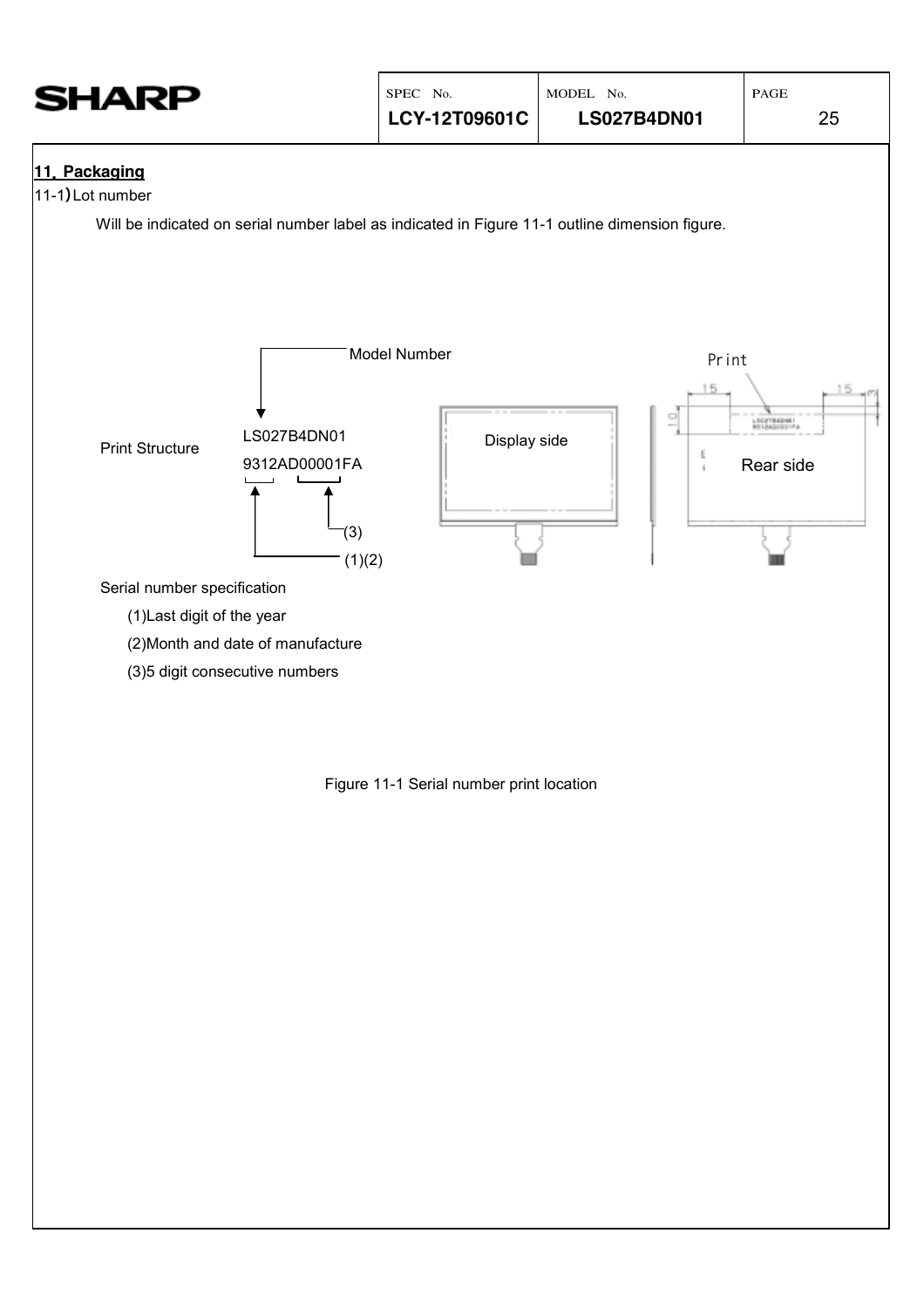## 11. Packaging

11-1) Lot number

Will be indicated on serial number label as indicated in Figure 11-1 outline dimension figure.

Model Number

Print Structure

LS027B4DN01

9312AD00001FA

(3)

(1)(2)

Display side

Print

Rear side

Serial number specification

(1)Last digit of the year

(2)Month and date of manufacture

(3)5 digit consecutive numbers

Figure 11-1 Serial number print location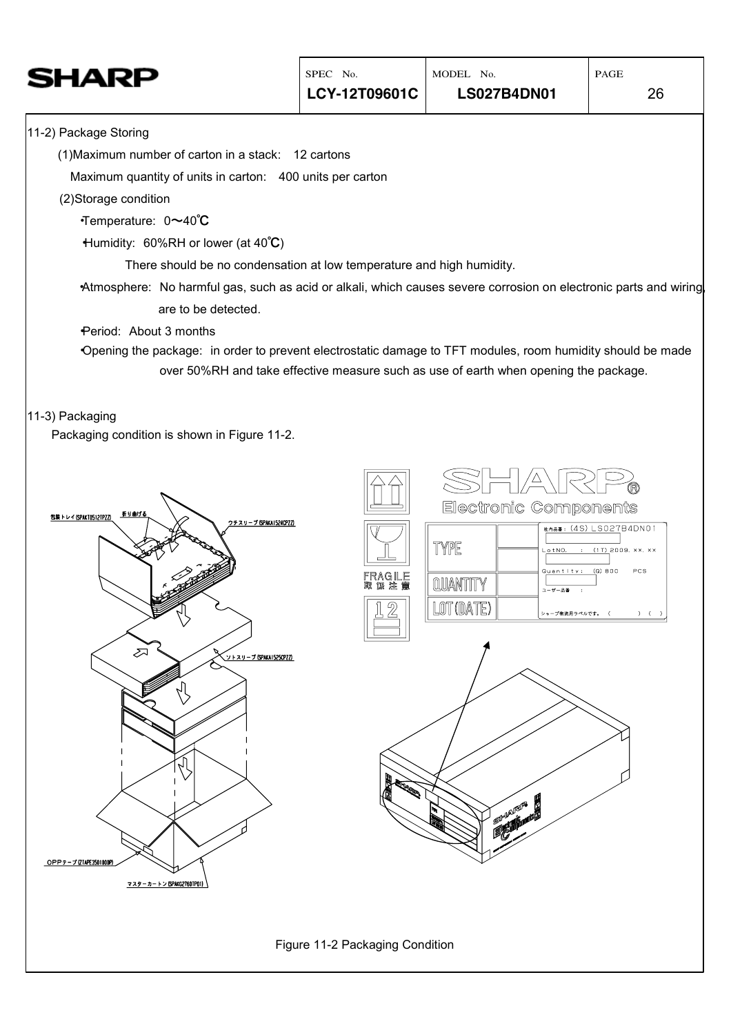11-2) Package Storing

(1)Maximum number of carton in a stack: 12 cartons

Maximum quantity of units in carton: 400 units per carton

(2)Storage condition

- Temperature: 0〜40℃
- Humidity: 60%RH or lower (at 40℃)

  There should be no condensation at low temperature and high humidity.
- Atmosphere: No harmful gas, such as acid or alkali, which causes severe corrosion on electronic parts and wiring, are to be detected.
- Period: About 3 months
- Opening the package: in order to prevent electrostatic damage to TFT modules, room humidity should be made over 50%RH and take effective measure such as use of earth when opening the package.

11-3) Packaging

Packaging condition is shown in Figure 11-2.

Figure 11-2 Packaging Condition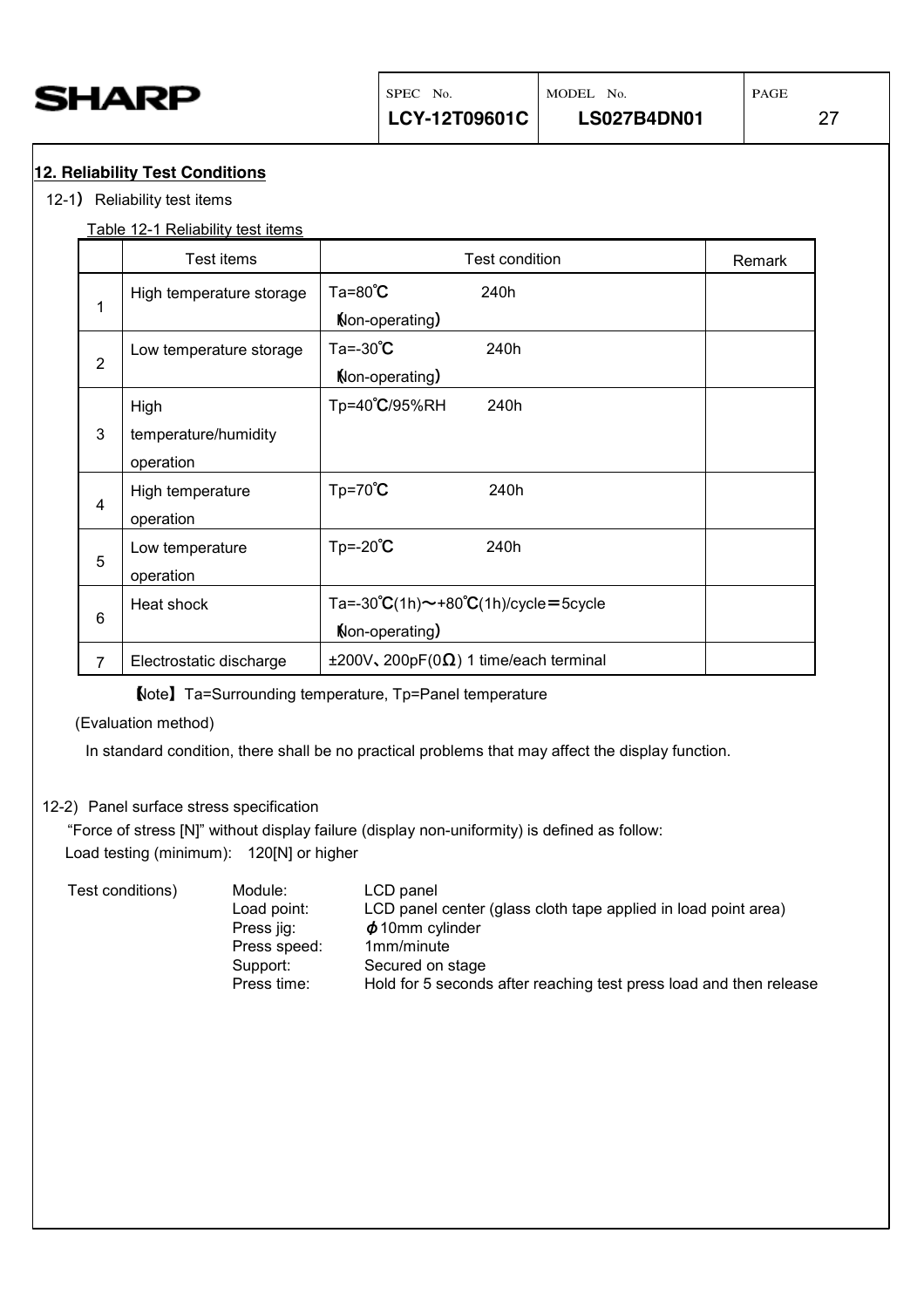## 12. Reliability Test Conditions

12-1） Reliability test items

Table 12-1 Reliability test items

| | Test items | Test condition | Remark |
|---|---|---|---|
| 1 | High temperature storage | Ta=80℃ 240h (Non-operating) | |
| 2 | Low temperature storage | Ta=-30℃ 240h (Non-operating) | |
| 3 | High temperature/humidity operation | Tp=40℃/95%RH 240h | |
| 4 | High temperature operation | Tp=70℃ 240h | |
| 5 | Low temperature operation | Tp=-20℃ 240h | |
| 6 | Heat shock | Ta=-30℃(1h)～+80℃(1h)/cycle＝5cycle (Non-operating) | |
| 7 | Electrostatic discharge | ±200V、200pF(0Ω) 1 time/each terminal | |

【Note】Ta=Surrounding temperature, Tp=Panel temperature

(Evaluation method)

In standard condition, there shall be no practical problems that may affect the display function.

12-2) Panel surface stress specification

"Force of stress [N]" without display failure (display non-uniformity) is defined as follow:

Load testing (minimum): 120[N] or higher

Test conditions)

| | |
|---|---|
| Module: | LCD panel |
| Load point: | LCD panel center (glass cloth tape applied in load point area) |
| Press jig: | ϕ10mm cylinder |
| Press speed: | 1mm/minute |
| Support: | Secured on stage |
| Press time: | Hold for 5 seconds after reaching test press load and then release |